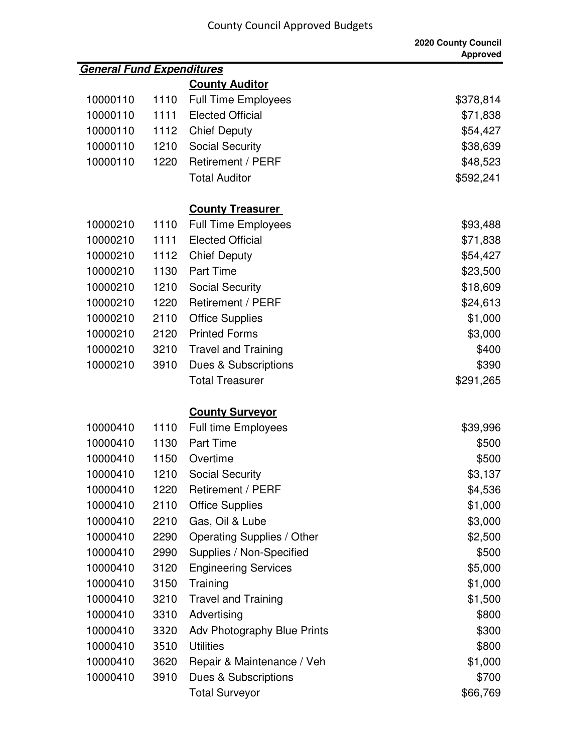# County Council Approved Budgets

| | | | 2020 County Council Approved |
|---|---|---|---|
| ***General Fund Expenditures*** | | | |
| | | **County Auditor** | |
| 10000110 | 1110 | Full Time Employees | $378,814 |
| 10000110 | 1111 | Elected Official | $71,838 |
| 10000110 | 1112 | Chief Deputy | $54,427 |
| 10000110 | 1210 | Social Security | $38,639 |
| 10000110 | 1220 | Retirement / PERF | $48,523 |
| | | Total Auditor | $592,241 |
| | | | |
| | | **County Treasurer** | |
| 10000210 | 1110 | Full Time Employees | $93,488 |
| 10000210 | 1111 | Elected Official | $71,838 |
| 10000210 | 1112 | Chief Deputy | $54,427 |
| 10000210 | 1130 | Part Time | $23,500 |
| 10000210 | 1210 | Social Security | $18,609 |
| 10000210 | 1220 | Retirement / PERF | $24,613 |
| 10000210 | 2110 | Office Supplies | $1,000 |
| 10000210 | 2120 | Printed Forms | $3,000 |
| 10000210 | 3210 | Travel and Training | $400 |
| 10000210 | 3910 | Dues & Subscriptions | $390 |
| | | Total Treasurer | $291,265 |
| | | | |
| | | **County Surveyor** | |
| 10000410 | 1110 | Full time Employees | $39,996 |
| 10000410 | 1130 | Part Time | $500 |
| 10000410 | 1150 | Overtime | $500 |
| 10000410 | 1210 | Social Security | $3,137 |
| 10000410 | 1220 | Retirement / PERF | $4,536 |
| 10000410 | 2110 | Office Supplies | $1,000 |
| 10000410 | 2210 | Gas, Oil & Lube | $3,000 |
| 10000410 | 2290 | Operating Supplies / Other | $2,500 |
| 10000410 | 2990 | Supplies / Non-Specified | $500 |
| 10000410 | 3120 | Engineering Services | $5,000 |
| 10000410 | 3150 | Training | $1,000 |
| 10000410 | 3210 | Travel and Training | $1,500 |
| 10000410 | 3310 | Advertising | $800 |
| 10000410 | 3320 | Adv Photography Blue Prints | $300 |
| 10000410 | 3510 | Utilities | $800 |
| 10000410 | 3620 | Repair & Maintenance / Veh | $1,000 |
| 10000410 | 3910 | Dues & Subscriptions | $700 |
| | | Total Surveyor | $66,769 |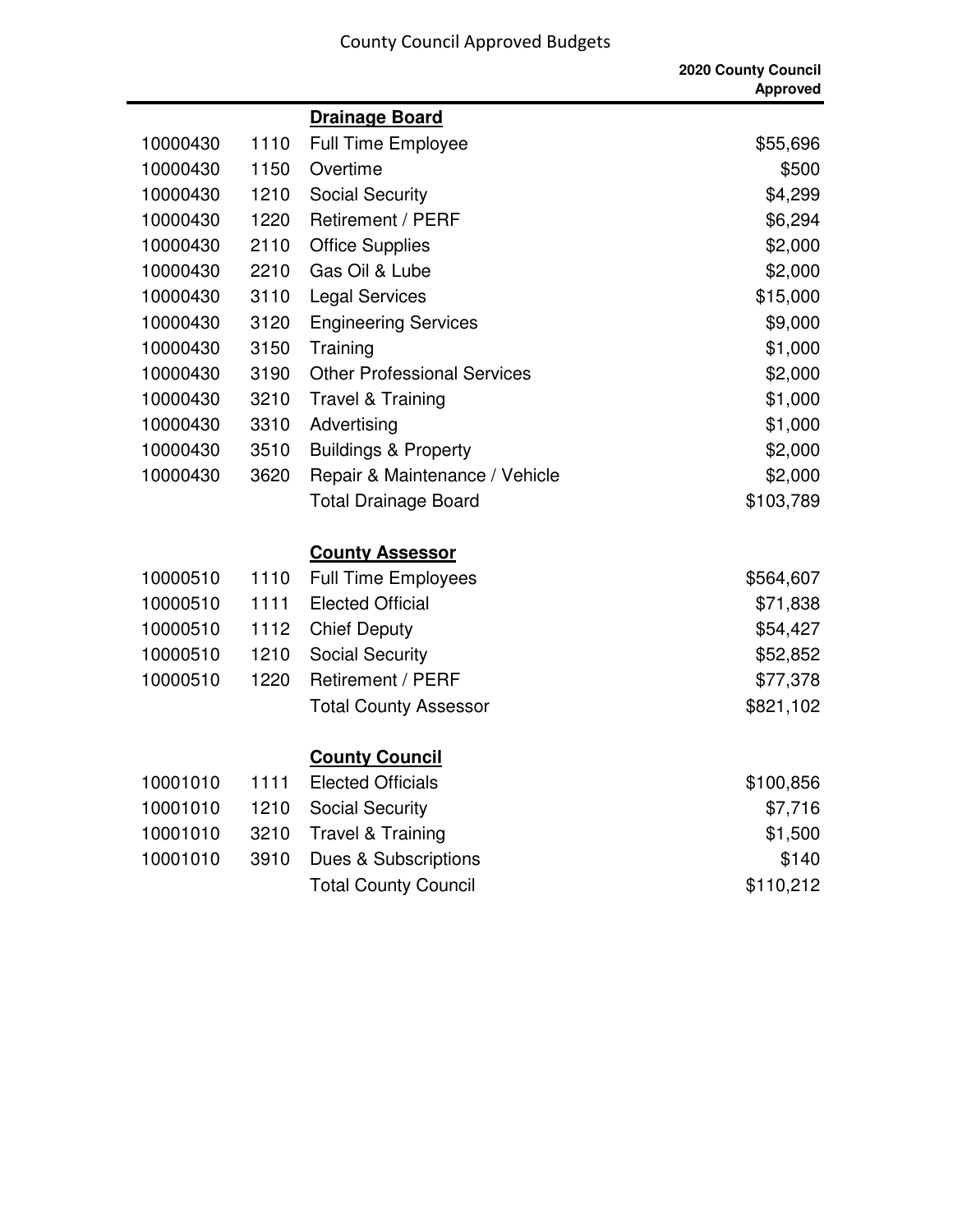County Council Approved Budgets

| | | | 2020 County Council Approved |
|---|---|---|---|
| | | **Drainage Board** | |
| 10000430 | 1110 | Full Time Employee | $55,696 |
| 10000430 | 1150 | Overtime | $500 |
| 10000430 | 1210 | Social Security | $4,299 |
| 10000430 | 1220 | Retirement / PERF | $6,294 |
| 10000430 | 2110 | Office Supplies | $2,000 |
| 10000430 | 2210 | Gas Oil & Lube | $2,000 |
| 10000430 | 3110 | Legal Services | $15,000 |
| 10000430 | 3120 | Engineering Services | $9,000 |
| 10000430 | 3150 | Training | $1,000 |
| 10000430 | 3190 | Other Professional Services | $2,000 |
| 10000430 | 3210 | Travel & Training | $1,000 |
| 10000430 | 3310 | Advertising | $1,000 |
| 10000430 | 3510 | Buildings & Property | $2,000 |
| 10000430 | 3620 | Repair & Maintenance / Vehicle | $2,000 |
| | | Total Drainage Board | $103,789 |
| | | **County Assessor** | |
| 10000510 | 1110 | Full Time Employees | $564,607 |
| 10000510 | 1111 | Elected Official | $71,838 |
| 10000510 | 1112 | Chief Deputy | $54,427 |
| 10000510 | 1210 | Social Security | $52,852 |
| 10000510 | 1220 | Retirement / PERF | $77,378 |
| | | Total County Assessor | $821,102 |
| | | **County Council** | |
| 10001010 | 1111 | Elected Officials | $100,856 |
| 10001010 | 1210 | Social Security | $7,716 |
| 10001010 | 3210 | Travel & Training | $1,500 |
| 10001010 | 3910 | Dues & Subscriptions | $140 |
| | | Total County Council | $110,212 |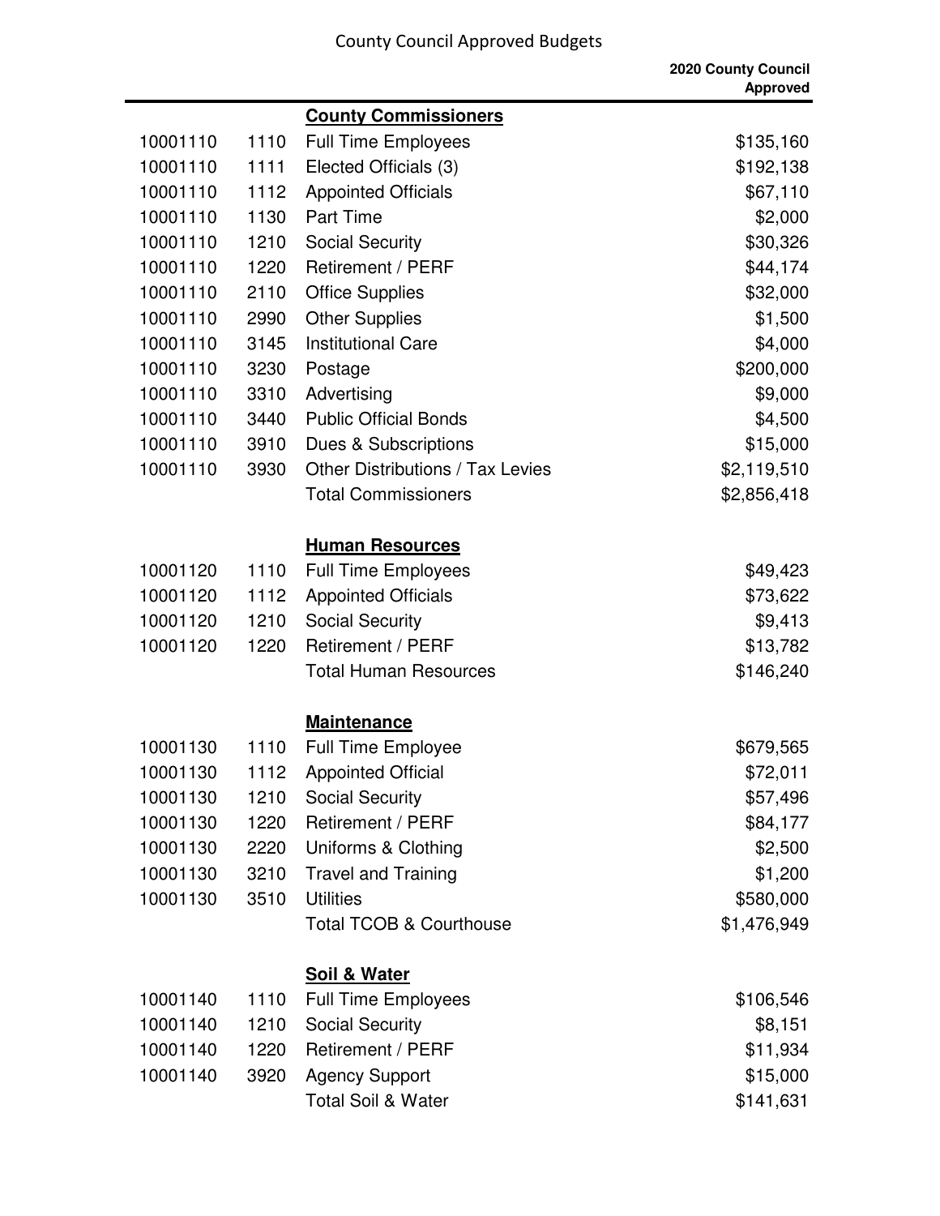# County Council Approved Budgets

| | | | 2020 County Council Approved |
|---|---|---|---|
| | | **County Commissioners** | |
| 10001110 | 1110 | Full Time Employees | $135,160 |
| 10001110 | 1111 | Elected Officials (3) | $192,138 |
| 10001110 | 1112 | Appointed Officials | $67,110 |
| 10001110 | 1130 | Part Time | $2,000 |
| 10001110 | 1210 | Social Security | $30,326 |
| 10001110 | 1220 | Retirement / PERF | $44,174 |
| 10001110 | 2110 | Office Supplies | $32,000 |
| 10001110 | 2990 | Other Supplies | $1,500 |
| 10001110 | 3145 | Institutional Care | $4,000 |
| 10001110 | 3230 | Postage | $200,000 |
| 10001110 | 3310 | Advertising | $9,000 |
| 10001110 | 3440 | Public Official Bonds | $4,500 |
| 10001110 | 3910 | Dues & Subscriptions | $15,000 |
| 10001110 | 3930 | Other Distributions / Tax Levies | $2,119,510 |
| | | Total Commissioners | $2,856,418 |
| | | **Human Resources** | |
| 10001120 | 1110 | Full Time Employees | $49,423 |
| 10001120 | 1112 | Appointed Officials | $73,622 |
| 10001120 | 1210 | Social Security | $9,413 |
| 10001120 | 1220 | Retirement / PERF | $13,782 |
| | | Total Human Resources | $146,240 |
| | | **Maintenance** | |
| 10001130 | 1110 | Full Time Employee | $679,565 |
| 10001130 | 1112 | Appointed Official | $72,011 |
| 10001130 | 1210 | Social Security | $57,496 |
| 10001130 | 1220 | Retirement / PERF | $84,177 |
| 10001130 | 2220 | Uniforms & Clothing | $2,500 |
| 10001130 | 3210 | Travel and Training | $1,200 |
| 10001130 | 3510 | Utilities | $580,000 |
| | | Total TCOB & Courthouse | $1,476,949 |
| | | **Soil & Water** | |
| 10001140 | 1110 | Full Time Employees | $106,546 |
| 10001140 | 1210 | Social Security | $8,151 |
| 10001140 | 1220 | Retirement / PERF | $11,934 |
| 10001140 | 3920 | Agency Support | $15,000 |
| | | Total Soil & Water | $141,631 |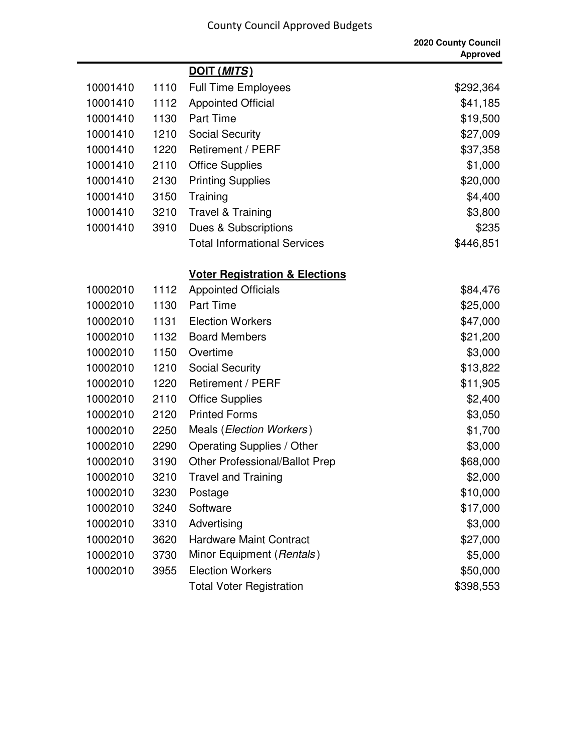# County Council Approved Budgets

| | | | 2020 County Council Approved |
|---|---|---|---|
| | | **DOIT (*MITS*)** | |
| 10001410 | 1110 | Full Time Employees | $292,364 |
| 10001410 | 1112 | Appointed Official | $41,185 |
| 10001410 | 1130 | Part Time | $19,500 |
| 10001410 | 1210 | Social Security | $27,009 |
| 10001410 | 1220 | Retirement / PERF | $37,358 |
| 10001410 | 2110 | Office Supplies | $1,000 |
| 10001410 | 2130 | Printing Supplies | $20,000 |
| 10001410 | 3150 | Training | $4,400 |
| 10001410 | 3210 | Travel & Training | $3,800 |
| 10001410 | 3910 | Dues & Subscriptions | $235 |
| | | Total Informational Services | $446,851 |
| | | | |
| | | **Voter Registration & Elections** | |
| 10002010 | 1112 | Appointed Officials | $84,476 |
| 10002010 | 1130 | Part Time | $25,000 |
| 10002010 | 1131 | Election Workers | $47,000 |
| 10002010 | 1132 | Board Members | $21,200 |
| 10002010 | 1150 | Overtime | $3,000 |
| 10002010 | 1210 | Social Security | $13,822 |
| 10002010 | 1220 | Retirement / PERF | $11,905 |
| 10002010 | 2110 | Office Supplies | $2,400 |
| 10002010 | 2120 | Printed Forms | $3,050 |
| 10002010 | 2250 | Meals (*Election Workers*) | $1,700 |
| 10002010 | 2290 | Operating Supplies / Other | $3,000 |
| 10002010 | 3190 | Other Professional/Ballot Prep | $68,000 |
| 10002010 | 3210 | Travel and Training | $2,000 |
| 10002010 | 3230 | Postage | $10,000 |
| 10002010 | 3240 | Software | $17,000 |
| 10002010 | 3310 | Advertising | $3,000 |
| 10002010 | 3620 | Hardware Maint Contract | $27,000 |
| 10002010 | 3730 | Minor Equipment (*Rentals*) | $5,000 |
| 10002010 | 3955 | Election Workers | $50,000 |
| | | Total Voter Registration | $398,553 |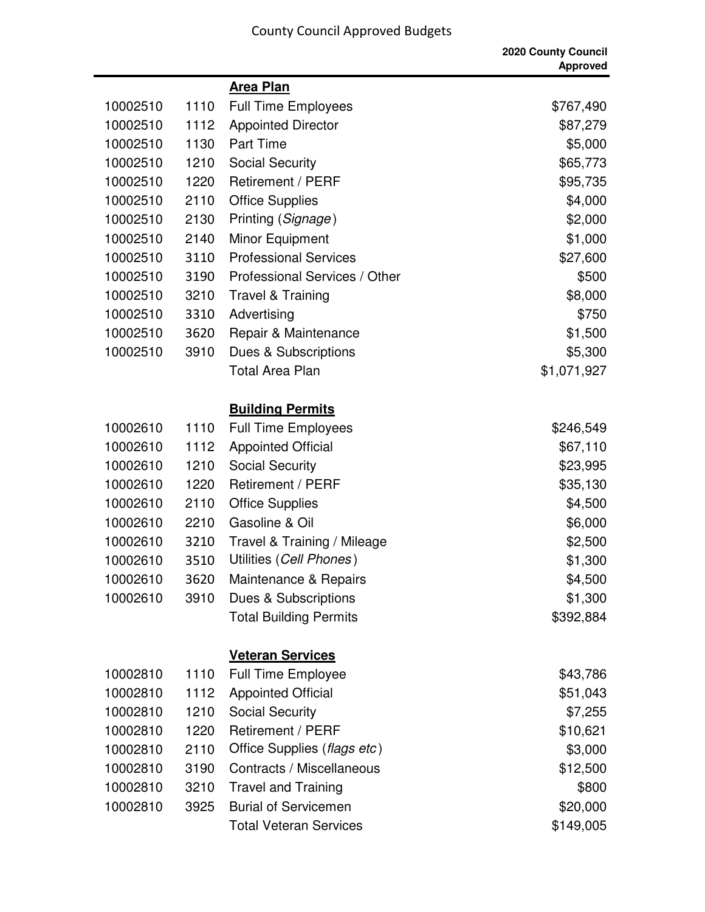# County Council Approved Budgets

| | | | 2020 County Council Approved |
|---|---|---|---|
| | | **Area Plan** | |
| 10002510 | 1110 | Full Time Employees | $767,490 |
| 10002510 | 1112 | Appointed Director | $87,279 |
| 10002510 | 1130 | Part Time | $5,000 |
| 10002510 | 1210 | Social Security | $65,773 |
| 10002510 | 1220 | Retirement / PERF | $95,735 |
| 10002510 | 2110 | Office Supplies | $4,000 |
| 10002510 | 2130 | Printing (*Signage*) | $2,000 |
| 10002510 | 2140 | Minor Equipment | $1,000 |
| 10002510 | 3110 | Professional Services | $27,600 |
| 10002510 | 3190 | Professional Services / Other | $500 |
| 10002510 | 3210 | Travel & Training | $8,000 |
| 10002510 | 3310 | Advertising | $750 |
| 10002510 | 3620 | Repair & Maintenance | $1,500 |
| 10002510 | 3910 | Dues & Subscriptions | $5,300 |
| | | Total Area Plan | $1,071,927 |
| | | | |
| | | **Building Permits** | |
| 10002610 | 1110 | Full Time Employees | $246,549 |
| 10002610 | 1112 | Appointed Official | $67,110 |
| 10002610 | 1210 | Social Security | $23,995 |
| 10002610 | 1220 | Retirement / PERF | $35,130 |
| 10002610 | 2110 | Office Supplies | $4,500 |
| 10002610 | 2210 | Gasoline & Oil | $6,000 |
| 10002610 | 3210 | Travel & Training / Mileage | $2,500 |
| 10002610 | 3510 | Utilities (*Cell Phones*) | $1,300 |
| 10002610 | 3620 | Maintenance & Repairs | $4,500 |
| 10002610 | 3910 | Dues & Subscriptions | $1,300 |
| | | Total Building Permits | $392,884 |
| | | | |
| | | **Veteran Services** | |
| 10002810 | 1110 | Full Time Employee | $43,786 |
| 10002810 | 1112 | Appointed Official | $51,043 |
| 10002810 | 1210 | Social Security | $7,255 |
| 10002810 | 1220 | Retirement / PERF | $10,621 |
| 10002810 | 2110 | Office Supplies (*flags etc*) | $3,000 |
| 10002810 | 3190 | Contracts / Miscellaneous | $12,500 |
| 10002810 | 3210 | Travel and Training | $800 |
| 10002810 | 3925 | Burial of Servicemen | $20,000 |
| | | Total Veteran Services | $149,005 |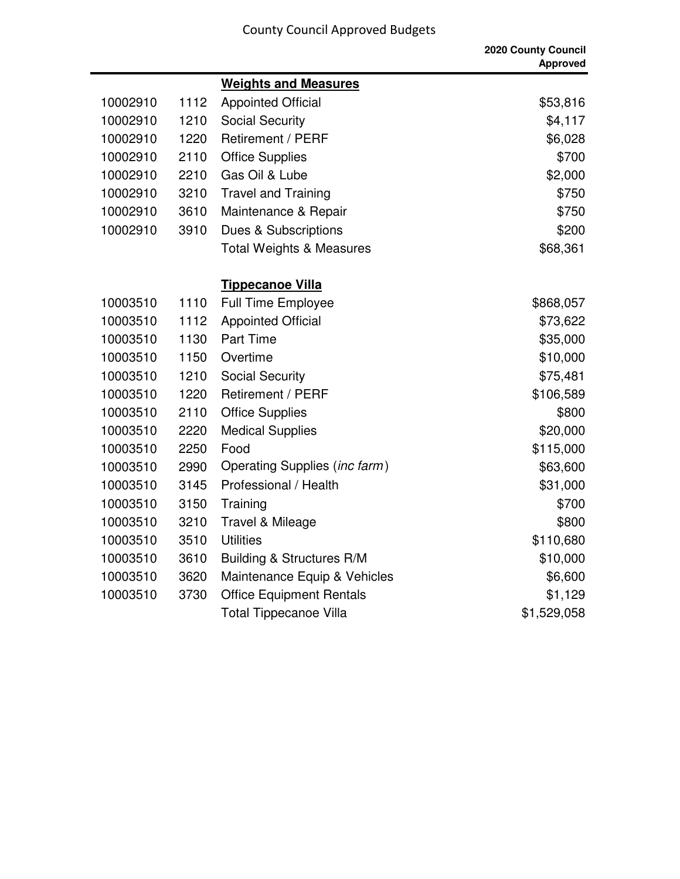| | | | 2020 County Council Approved |
|---|---|---|---|
| | | **Weights and Measures** | |
| 10002910 | 1112 | Appointed Official | $53,816 |
| 10002910 | 1210 | Social Security | $4,117 |
| 10002910 | 1220 | Retirement / PERF | $6,028 |
| 10002910 | 2110 | Office Supplies | $700 |
| 10002910 | 2210 | Gas Oil & Lube | $2,000 |
| 10002910 | 3210 | Travel and Training | $750 |
| 10002910 | 3610 | Maintenance & Repair | $750 |
| 10002910 | 3910 | Dues & Subscriptions | $200 |
| | | Total Weights & Measures | $68,361 |
| | | | |
| | | **Tippecanoe Villa** | |
| 10003510 | 1110 | Full Time Employee | $868,057 |
| 10003510 | 1112 | Appointed Official | $73,622 |
| 10003510 | 1130 | Part Time | $35,000 |
| 10003510 | 1150 | Overtime | $10,000 |
| 10003510 | 1210 | Social Security | $75,481 |
| 10003510 | 1220 | Retirement / PERF | $106,589 |
| 10003510 | 2110 | Office Supplies | $800 |
| 10003510 | 2220 | Medical Supplies | $20,000 |
| 10003510 | 2250 | Food | $115,000 |
| 10003510 | 2990 | Operating Supplies (*inc farm*) | $63,600 |
| 10003510 | 3145 | Professional / Health | $31,000 |
| 10003510 | 3150 | Training | $700 |
| 10003510 | 3210 | Travel & Mileage | $800 |
| 10003510 | 3510 | Utilities | $110,680 |
| 10003510 | 3610 | Building & Structures R/M | $10,000 |
| 10003510 | 3620 | Maintenance Equip & Vehicles | $6,600 |
| 10003510 | 3730 | Office Equipment Rentals | $1,129 |
| | | Total Tippecanoe Villa | $1,529,058 |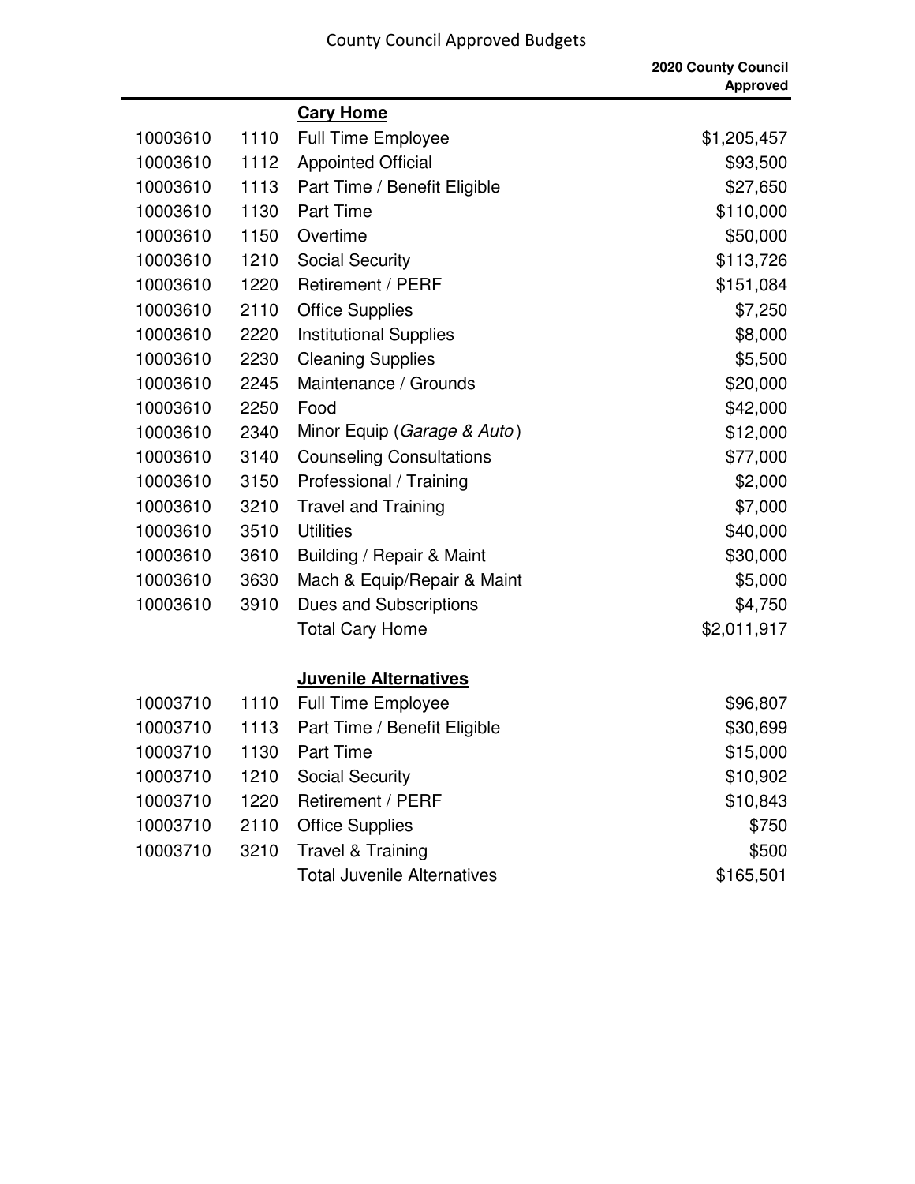County Council Approved Budgets

| | | | 2020 County Council Approved |
|---|---|---|---|
| | | **Cary Home** | |
| 10003610 | 1110 | Full Time Employee | $1,205,457 |
| 10003610 | 1112 | Appointed Official | $93,500 |
| 10003610 | 1113 | Part Time / Benefit Eligible | $27,650 |
| 10003610 | 1130 | Part Time | $110,000 |
| 10003610 | 1150 | Overtime | $50,000 |
| 10003610 | 1210 | Social Security | $113,726 |
| 10003610 | 1220 | Retirement / PERF | $151,084 |
| 10003610 | 2110 | Office Supplies | $7,250 |
| 10003610 | 2220 | Institutional Supplies | $8,000 |
| 10003610 | 2230 | Cleaning Supplies | $5,500 |
| 10003610 | 2245 | Maintenance / Grounds | $20,000 |
| 10003610 | 2250 | Food | $42,000 |
| 10003610 | 2340 | Minor Equip (*Garage & Auto*) | $12,000 |
| 10003610 | 3140 | Counseling Consultations | $77,000 |
| 10003610 | 3150 | Professional / Training | $2,000 |
| 10003610 | 3210 | Travel and Training | $7,000 |
| 10003610 | 3510 | Utilities | $40,000 |
| 10003610 | 3610 | Building / Repair & Maint | $30,000 |
| 10003610 | 3630 | Mach & Equip/Repair & Maint | $5,000 |
| 10003610 | 3910 | Dues and Subscriptions | $4,750 |
| | | Total Cary Home | $2,011,917 |
| | | **Juvenile Alternatives** | |
| 10003710 | 1110 | Full Time Employee | $96,807 |
| 10003710 | 1113 | Part Time / Benefit Eligible | $30,699 |
| 10003710 | 1130 | Part Time | $15,000 |
| 10003710 | 1210 | Social Security | $10,902 |
| 10003710 | 1220 | Retirement / PERF | $10,843 |
| 10003710 | 2110 | Office Supplies | $750 |
| 10003710 | 3210 | Travel & Training | $500 |
| | | Total Juvenile Alternatives | $165,501 |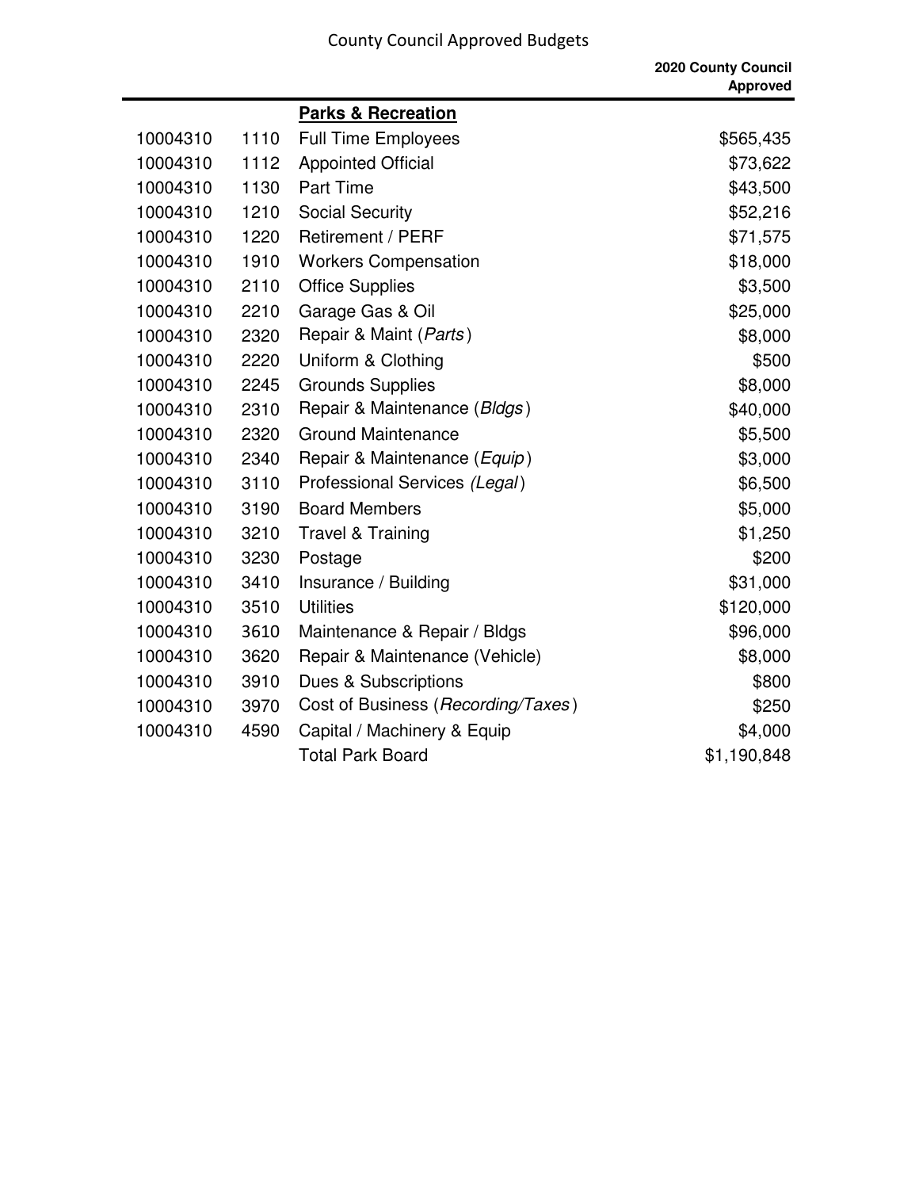County Council Approved Budgets

| | | | 2020 County Council Approved |
|---|---|---|---|
| | | **Parks & Recreation** | |
| 10004310 | 1110 | Full Time Employees | $565,435 |
| 10004310 | 1112 | Appointed Official | $73,622 |
| 10004310 | 1130 | Part Time | $43,500 |
| 10004310 | 1210 | Social Security | $52,216 |
| 10004310 | 1220 | Retirement / PERF | $71,575 |
| 10004310 | 1910 | Workers Compensation | $18,000 |
| 10004310 | 2110 | Office Supplies | $3,500 |
| 10004310 | 2210 | Garage Gas & Oil | $25,000 |
| 10004310 | 2320 | Repair & Maint (*Parts*) | $8,000 |
| 10004310 | 2220 | Uniform & Clothing | $500 |
| 10004310 | 2245 | Grounds Supplies | $8,000 |
| 10004310 | 2310 | Repair & Maintenance (*Bldgs*) | $40,000 |
| 10004310 | 2320 | Ground Maintenance | $5,500 |
| 10004310 | 2340 | Repair & Maintenance (*Equip*) | $3,000 |
| 10004310 | 3110 | Professional Services *(Legal*) | $6,500 |
| 10004310 | 3190 | Board Members | $5,000 |
| 10004310 | 3210 | Travel & Training | $1,250 |
| 10004310 | 3230 | Postage | $200 |
| 10004310 | 3410 | Insurance / Building | $31,000 |
| 10004310 | 3510 | Utilities | $120,000 |
| 10004310 | 3610 | Maintenance & Repair / Bldgs | $96,000 |
| 10004310 | 3620 | Repair & Maintenance (Vehicle) | $8,000 |
| 10004310 | 3910 | Dues & Subscriptions | $800 |
| 10004310 | 3970 | Cost of Business (*Recording/Taxes*) | $250 |
| 10004310 | 4590 | Capital / Machinery & Equip | $4,000 |
| | | Total Park Board | $1,190,848 |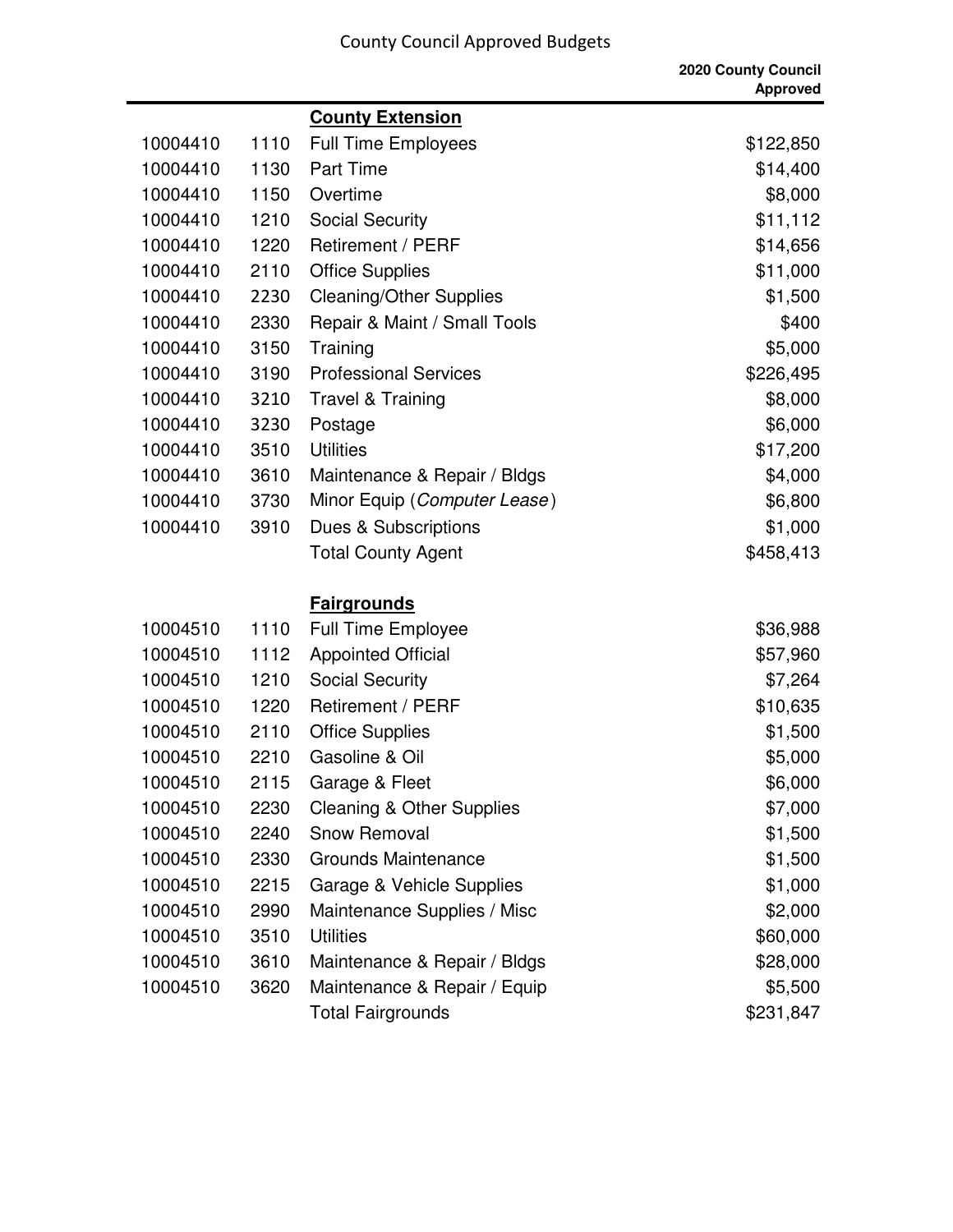County Council Approved Budgets

| | | | 2020 County Council Approved |
|---|---|---|---|
| | | **County Extension** | |
| 10004410 | 1110 | Full Time Employees | $122,850 |
| 10004410 | 1130 | Part Time | $14,400 |
| 10004410 | 1150 | Overtime | $8,000 |
| 10004410 | 1210 | Social Security | $11,112 |
| 10004410 | 1220 | Retirement / PERF | $14,656 |
| 10004410 | 2110 | Office Supplies | $11,000 |
| 10004410 | 2230 | Cleaning/Other Supplies | $1,500 |
| 10004410 | 2330 | Repair & Maint / Small Tools | $400 |
| 10004410 | 3150 | Training | $5,000 |
| 10004410 | 3190 | Professional Services | $226,495 |
| 10004410 | 3210 | Travel & Training | $8,000 |
| 10004410 | 3230 | Postage | $6,000 |
| 10004410 | 3510 | Utilities | $17,200 |
| 10004410 | 3610 | Maintenance & Repair / Bldgs | $4,000 |
| 10004410 | 3730 | Minor Equip (*Computer Lease*) | $6,800 |
| 10004410 | 3910 | Dues & Subscriptions | $1,000 |
| | | Total County Agent | $458,413 |
| | | | |
| | | **Fairgrounds** | |
| 10004510 | 1110 | Full Time Employee | $36,988 |
| 10004510 | 1112 | Appointed Official | $57,960 |
| 10004510 | 1210 | Social Security | $7,264 |
| 10004510 | 1220 | Retirement / PERF | $10,635 |
| 10004510 | 2110 | Office Supplies | $1,500 |
| 10004510 | 2210 | Gasoline & Oil | $5,000 |
| 10004510 | 2115 | Garage & Fleet | $6,000 |
| 10004510 | 2230 | Cleaning & Other Supplies | $7,000 |
| 10004510 | 2240 | Snow Removal | $1,500 |
| 10004510 | 2330 | Grounds Maintenance | $1,500 |
| 10004510 | 2215 | Garage & Vehicle Supplies | $1,000 |
| 10004510 | 2990 | Maintenance Supplies / Misc | $2,000 |
| 10004510 | 3510 | Utilities | $60,000 |
| 10004510 | 3610 | Maintenance & Repair / Bldgs | $28,000 |
| 10004510 | 3620 | Maintenance & Repair / Equip | $5,500 |
| | | Total Fairgrounds | $231,847 |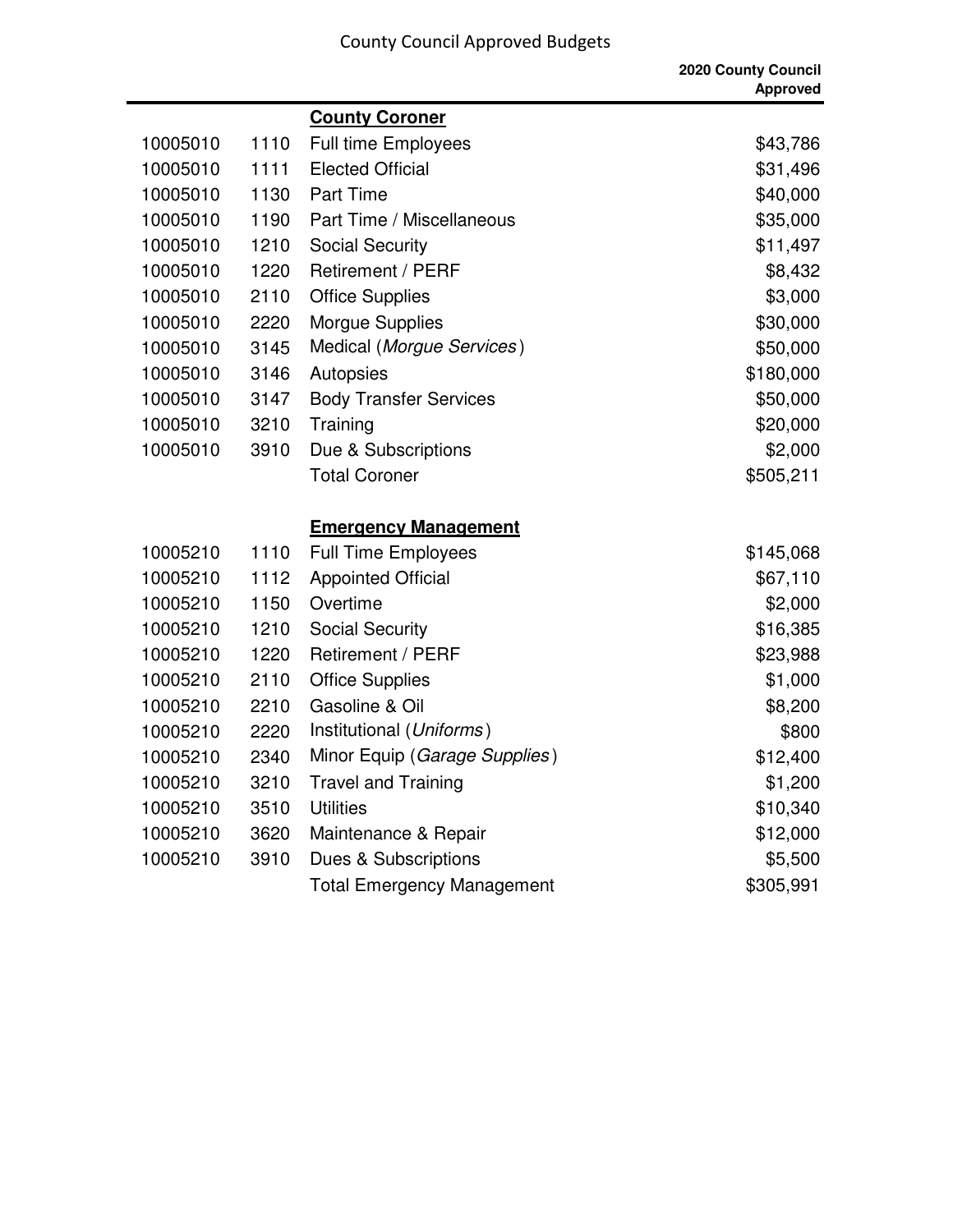County Council Approved Budgets

| | | | 2020 County Council Approved |
|---|---|---|---|
| | | **County Coroner** | |
| 10005010 | 1110 | Full time Employees | $43,786 |
| 10005010 | 1111 | Elected Official | $31,496 |
| 10005010 | 1130 | Part Time | $40,000 |
| 10005010 | 1190 | Part Time / Miscellaneous | $35,000 |
| 10005010 | 1210 | Social Security | $11,497 |
| 10005010 | 1220 | Retirement / PERF | $8,432 |
| 10005010 | 2110 | Office Supplies | $3,000 |
| 10005010 | 2220 | Morgue Supplies | $30,000 |
| 10005010 | 3145 | Medical (*Morgue Services*) | $50,000 |
| 10005010 | 3146 | Autopsies | $180,000 |
| 10005010 | 3147 | Body Transfer Services | $50,000 |
| 10005010 | 3210 | Training | $20,000 |
| 10005010 | 3910 | Due & Subscriptions | $2,000 |
| | | Total Coroner | $505,211 |
| | | | |
| | | **Emergency Management** | |
| 10005210 | 1110 | Full Time Employees | $145,068 |
| 10005210 | 1112 | Appointed Official | $67,110 |
| 10005210 | 1150 | Overtime | $2,000 |
| 10005210 | 1210 | Social Security | $16,385 |
| 10005210 | 1220 | Retirement / PERF | $23,988 |
| 10005210 | 2110 | Office Supplies | $1,000 |
| 10005210 | 2210 | Gasoline & Oil | $8,200 |
| 10005210 | 2220 | Institutional (*Uniforms*) | $800 |
| 10005210 | 2340 | Minor Equip (*Garage Supplies*) | $12,400 |
| 10005210 | 3210 | Travel and Training | $1,200 |
| 10005210 | 3510 | Utilities | $10,340 |
| 10005210 | 3620 | Maintenance & Repair | $12,000 |
| 10005210 | 3910 | Dues & Subscriptions | $5,500 |
| | | Total Emergency Management | $305,991 |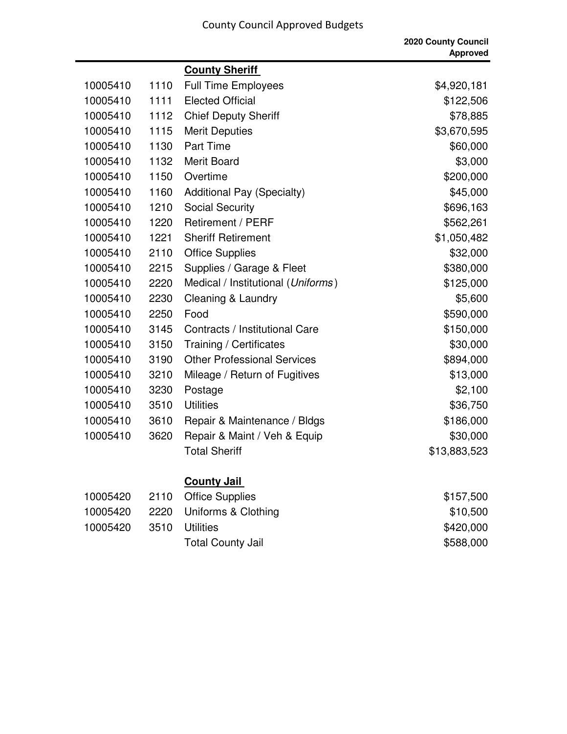County Council Approved Budgets

| | | | 2020 County Council Approved |
|---|---|---|---|
| | | **County Sheriff** | |
| 10005410 | 1110 | Full Time Employees | $4,920,181 |
| 10005410 | 1111 | Elected Official | $122,506 |
| 10005410 | 1112 | Chief Deputy Sheriff | $78,885 |
| 10005410 | 1115 | Merit Deputies | $3,670,595 |
| 10005410 | 1130 | Part Time | $60,000 |
| 10005410 | 1132 | Merit Board | $3,000 |
| 10005410 | 1150 | Overtime | $200,000 |
| 10005410 | 1160 | Additional Pay (Specialty) | $45,000 |
| 10005410 | 1210 | Social Security | $696,163 |
| 10005410 | 1220 | Retirement / PERF | $562,261 |
| 10005410 | 1221 | Sheriff Retirement | $1,050,482 |
| 10005410 | 2110 | Office Supplies | $32,000 |
| 10005410 | 2215 | Supplies / Garage & Fleet | $380,000 |
| 10005410 | 2220 | Medical / Institutional (*Uniforms*) | $125,000 |
| 10005410 | 2230 | Cleaning & Laundry | $5,600 |
| 10005410 | 2250 | Food | $590,000 |
| 10005410 | 3145 | Contracts / Institutional Care | $150,000 |
| 10005410 | 3150 | Training / Certificates | $30,000 |
| 10005410 | 3190 | Other Professional Services | $894,000 |
| 10005410 | 3210 | Mileage / Return of Fugitives | $13,000 |
| 10005410 | 3230 | Postage | $2,100 |
| 10005410 | 3510 | Utilities | $36,750 |
| 10005410 | 3610 | Repair & Maintenance / Bldgs | $186,000 |
| 10005410 | 3620 | Repair & Maint / Veh & Equip | $30,000 |
| | | Total Sheriff | $13,883,523 |
| | | | |
| | | **County Jail** | |
| 10005420 | 2110 | Office Supplies | $157,500 |
| 10005420 | 2220 | Uniforms & Clothing | $10,500 |
| 10005420 | 3510 | Utilities | $420,000 |
| | | Total County Jail | $588,000 |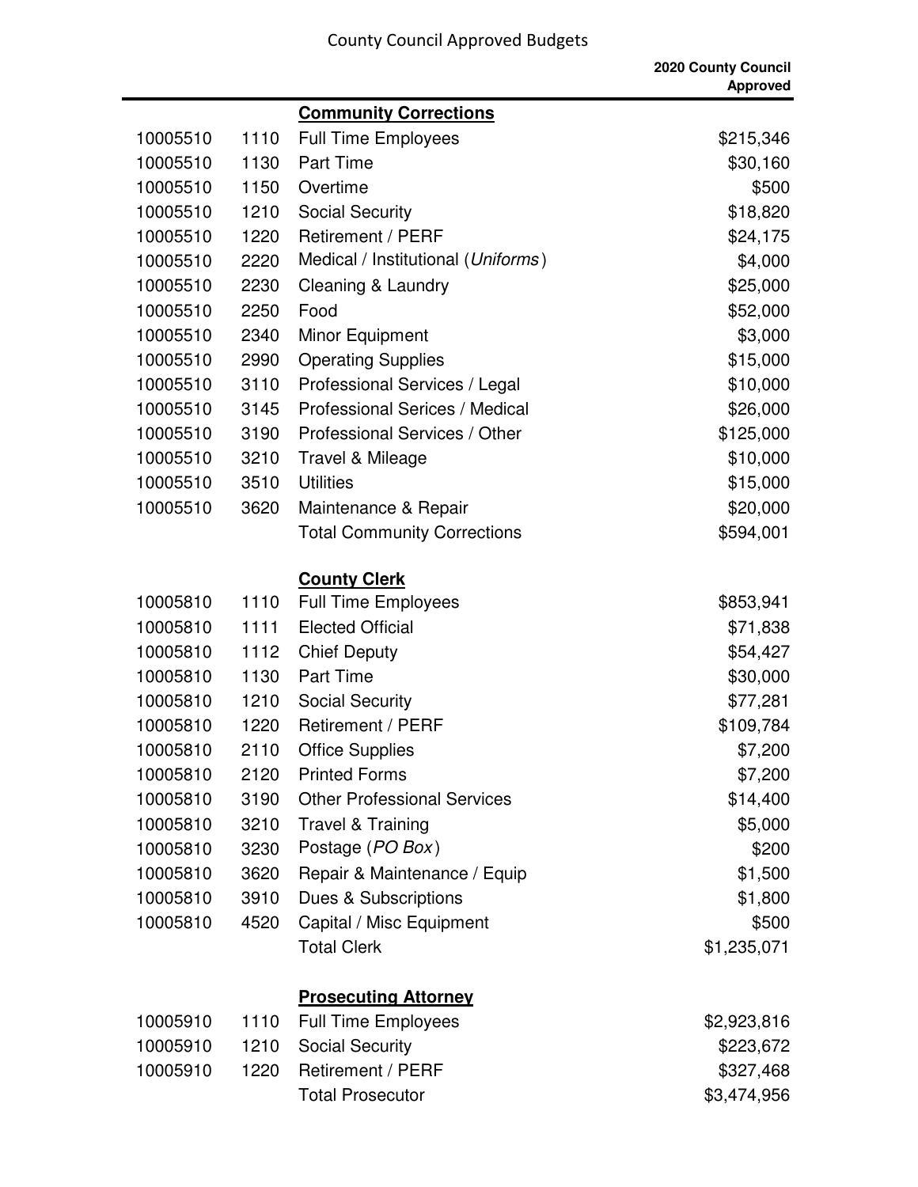County Council Approved Budgets

| | | | 2020 County Council Approved |
|---|---|---|---|
| | | **Community Corrections** | |
| 10005510 | 1110 | Full Time Employees | $215,346 |
| 10005510 | 1130 | Part Time | $30,160 |
| 10005510 | 1150 | Overtime | $500 |
| 10005510 | 1210 | Social Security | $18,820 |
| 10005510 | 1220 | Retirement / PERF | $24,175 |
| 10005510 | 2220 | Medical / Institutional (*Uniforms*) | $4,000 |
| 10005510 | 2230 | Cleaning & Laundry | $25,000 |
| 10005510 | 2250 | Food | $52,000 |
| 10005510 | 2340 | Minor Equipment | $3,000 |
| 10005510 | 2990 | Operating Supplies | $15,000 |
| 10005510 | 3110 | Professional Services / Legal | $10,000 |
| 10005510 | 3145 | Professional Serices / Medical | $26,000 |
| 10005510 | 3190 | Professional Services / Other | $125,000 |
| 10005510 | 3210 | Travel & Mileage | $10,000 |
| 10005510 | 3510 | Utilities | $15,000 |
| 10005510 | 3620 | Maintenance & Repair | $20,000 |
| | | Total Community Corrections | $594,001 |
| | | **County Clerk** | |
| 10005810 | 1110 | Full Time Employees | $853,941 |
| 10005810 | 1111 | Elected Official | $71,838 |
| 10005810 | 1112 | Chief Deputy | $54,427 |
| 10005810 | 1130 | Part Time | $30,000 |
| 10005810 | 1210 | Social Security | $77,281 |
| 10005810 | 1220 | Retirement / PERF | $109,784 |
| 10005810 | 2110 | Office Supplies | $7,200 |
| 10005810 | 2120 | Printed Forms | $7,200 |
| 10005810 | 3190 | Other Professional Services | $14,400 |
| 10005810 | 3210 | Travel & Training | $5,000 |
| 10005810 | 3230 | Postage (*PO Box*) | $200 |
| 10005810 | 3620 | Repair & Maintenance / Equip | $1,500 |
| 10005810 | 3910 | Dues & Subscriptions | $1,800 |
| 10005810 | 4520 | Capital / Misc Equipment | $500 |
| | | Total Clerk | $1,235,071 |
| | | **Prosecuting Attorney** | |
| 10005910 | 1110 | Full Time Employees | $2,923,816 |
| 10005910 | 1210 | Social Security | $223,672 |
| 10005910 | 1220 | Retirement / PERF | $327,468 |
| | | Total Prosecutor | $3,474,956 |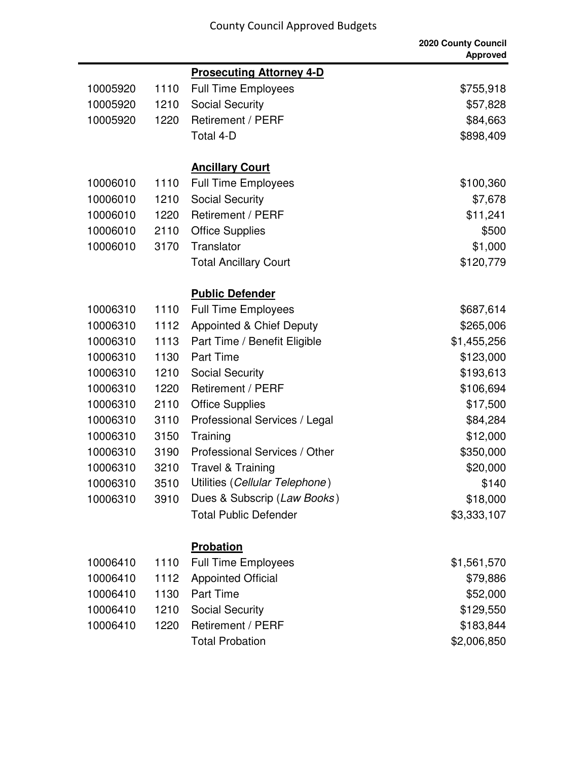County Council Approved Budgets

| | | | 2020 County Council Approved |
|---|---|---|---|
| | | **Prosecuting Attorney 4-D** | |
| 10005920 | 1110 | Full Time Employees | $755,918 |
| 10005920 | 1210 | Social Security | $57,828 |
| 10005920 | 1220 | Retirement / PERF | $84,663 |
| | | Total 4-D | $898,409 |
| | | | |
| | | **Ancillary Court** | |
| 10006010 | 1110 | Full Time Employees | $100,360 |
| 10006010 | 1210 | Social Security | $7,678 |
| 10006010 | 1220 | Retirement / PERF | $11,241 |
| 10006010 | 2110 | Office Supplies | $500 |
| 10006010 | 3170 | Translator | $1,000 |
| | | Total Ancillary Court | $120,779 |
| | | | |
| | | **Public Defender** | |
| 10006310 | 1110 | Full Time Employees | $687,614 |
| 10006310 | 1112 | Appointed & Chief Deputy | $265,006 |
| 10006310 | 1113 | Part Time / Benefit Eligible | $1,455,256 |
| 10006310 | 1130 | Part Time | $123,000 |
| 10006310 | 1210 | Social Security | $193,613 |
| 10006310 | 1220 | Retirement / PERF | $106,694 |
| 10006310 | 2110 | Office Supplies | $17,500 |
| 10006310 | 3110 | Professional Services / Legal | $84,284 |
| 10006310 | 3150 | Training | $12,000 |
| 10006310 | 3190 | Professional Services / Other | $350,000 |
| 10006310 | 3210 | Travel & Training | $20,000 |
| 10006310 | 3510 | Utilities (*Cellular Telephone*) | $140 |
| 10006310 | 3910 | Dues & Subscrip (*Law Books*) | $18,000 |
| | | Total Public Defender | $3,333,107 |
| | | | |
| | | **Probation** | |
| 10006410 | 1110 | Full Time Employees | $1,561,570 |
| 10006410 | 1112 | Appointed Official | $79,886 |
| 10006410 | 1130 | Part Time | $52,000 |
| 10006410 | 1210 | Social Security | $129,550 |
| 10006410 | 1220 | Retirement / PERF | $183,844 |
| | | Total Probation | $2,006,850 |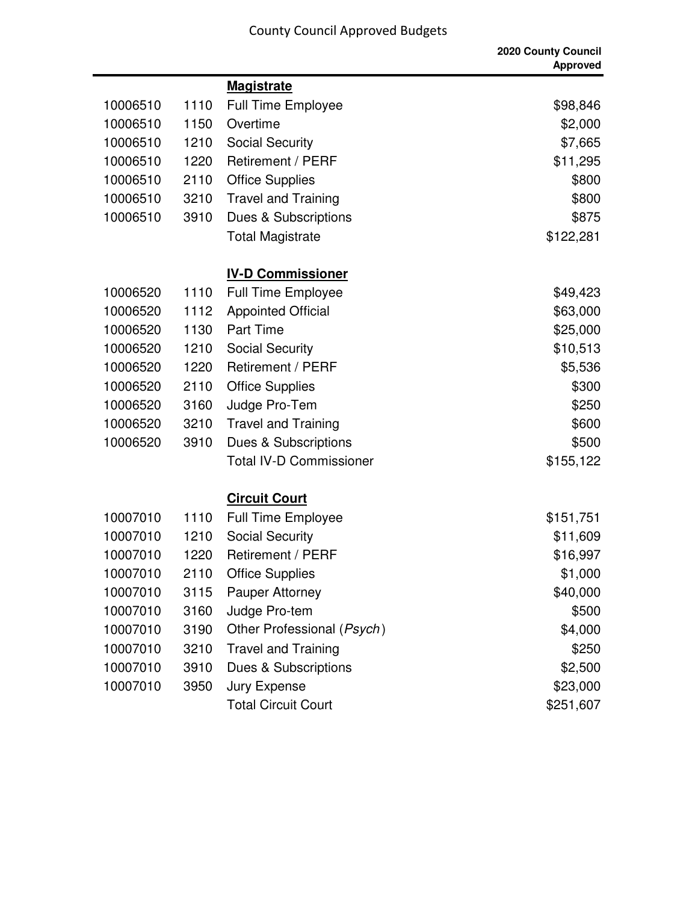# County Council Approved Budgets

| | | | 2020 County Council Approved |
|---|---|---|---|
| | | **Magistrate** | |
| 10006510 | 1110 | Full Time Employee | $98,846 |
| 10006510 | 1150 | Overtime | $2,000 |
| 10006510 | 1210 | Social Security | $7,665 |
| 10006510 | 1220 | Retirement / PERF | $11,295 |
| 10006510 | 2110 | Office Supplies | $800 |
| 10006510 | 3210 | Travel and Training | $800 |
| 10006510 | 3910 | Dues & Subscriptions | $875 |
| | | Total Magistrate | $122,281 |
| | | | |
| | | **IV-D Commissioner** | |
| 10006520 | 1110 | Full Time Employee | $49,423 |
| 10006520 | 1112 | Appointed Official | $63,000 |
| 10006520 | 1130 | Part Time | $25,000 |
| 10006520 | 1210 | Social Security | $10,513 |
| 10006520 | 1220 | Retirement / PERF | $5,536 |
| 10006520 | 2110 | Office Supplies | $300 |
| 10006520 | 3160 | Judge Pro-Tem | $250 |
| 10006520 | 3210 | Travel and Training | $600 |
| 10006520 | 3910 | Dues & Subscriptions | $500 |
| | | Total IV-D Commissioner | $155,122 |
| | | | |
| | | **Circuit Court** | |
| 10007010 | 1110 | Full Time Employee | $151,751 |
| 10007010 | 1210 | Social Security | $11,609 |
| 10007010 | 1220 | Retirement / PERF | $16,997 |
| 10007010 | 2110 | Office Supplies | $1,000 |
| 10007010 | 3115 | Pauper Attorney | $40,000 |
| 10007010 | 3160 | Judge Pro-tem | $500 |
| 10007010 | 3190 | Other Professional (*Psych*) | $4,000 |
| 10007010 | 3210 | Travel and Training | $250 |
| 10007010 | 3910 | Dues & Subscriptions | $2,500 |
| 10007010 | 3950 | Jury Expense | $23,000 |
| | | Total Circuit Court | $251,607 |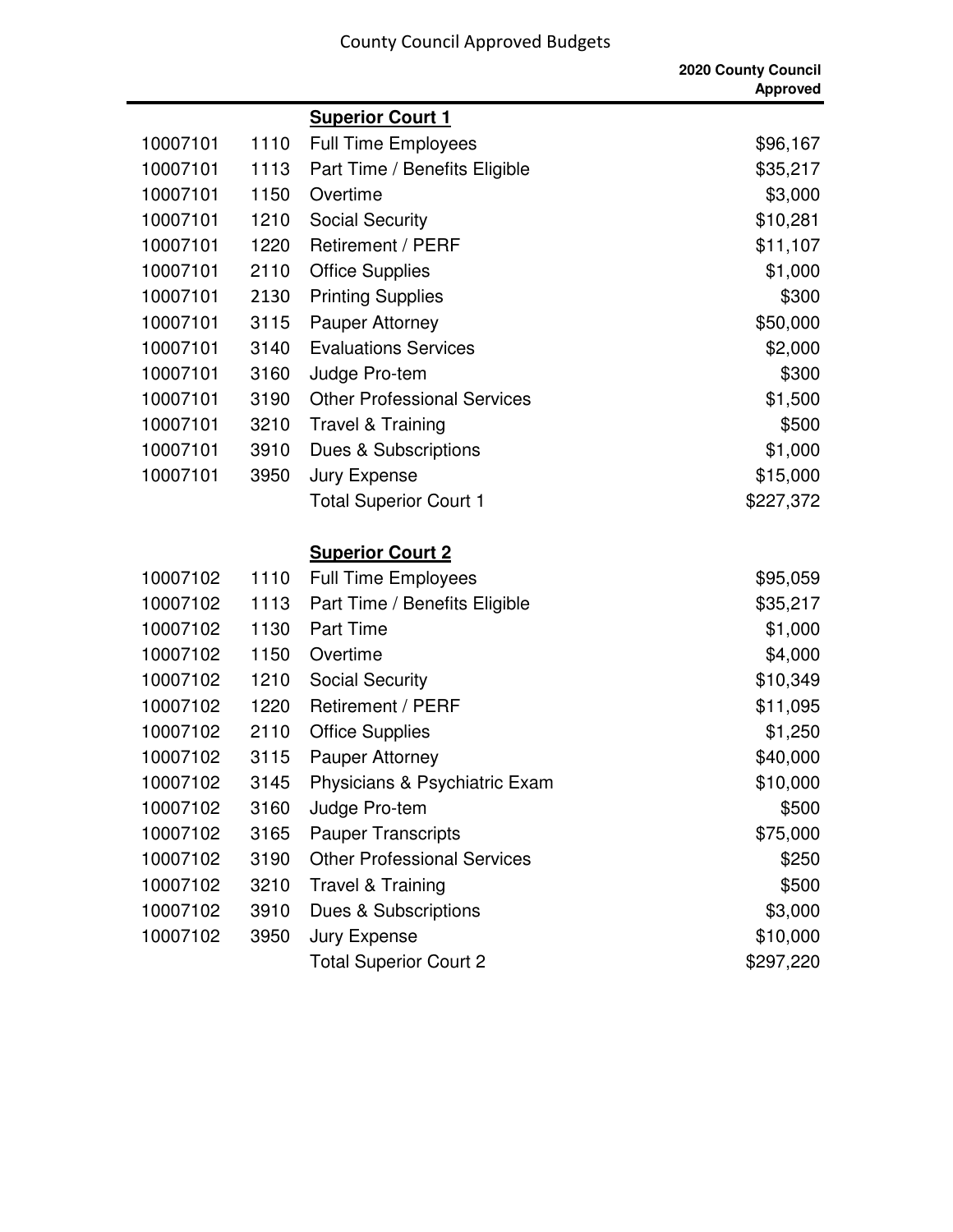County Council Approved Budgets

| | | | 2020 County Council Approved |
|---|---|---|---|
| | | **Superior Court 1** | |
| 10007101 | 1110 | Full Time Employees | $96,167 |
| 10007101 | 1113 | Part Time / Benefits Eligible | $35,217 |
| 10007101 | 1150 | Overtime | $3,000 |
| 10007101 | 1210 | Social Security | $10,281 |
| 10007101 | 1220 | Retirement / PERF | $11,107 |
| 10007101 | 2110 | Office Supplies | $1,000 |
| 10007101 | 2130 | Printing Supplies | $300 |
| 10007101 | 3115 | Pauper Attorney | $50,000 |
| 10007101 | 3140 | Evaluations Services | $2,000 |
| 10007101 | 3160 | Judge Pro-tem | $300 |
| 10007101 | 3190 | Other Professional Services | $1,500 |
| 10007101 | 3210 | Travel & Training | $500 |
| 10007101 | 3910 | Dues & Subscriptions | $1,000 |
| 10007101 | 3950 | Jury Expense | $15,000 |
| | | Total Superior Court 1 | $227,372 |
| | | **Superior Court 2** | |
| 10007102 | 1110 | Full Time Employees | $95,059 |
| 10007102 | 1113 | Part Time / Benefits Eligible | $35,217 |
| 10007102 | 1130 | Part Time | $1,000 |
| 10007102 | 1150 | Overtime | $4,000 |
| 10007102 | 1210 | Social Security | $10,349 |
| 10007102 | 1220 | Retirement / PERF | $11,095 |
| 10007102 | 2110 | Office Supplies | $1,250 |
| 10007102 | 3115 | Pauper Attorney | $40,000 |
| 10007102 | 3145 | Physicians & Psychiatric Exam | $10,000 |
| 10007102 | 3160 | Judge Pro-tem | $500 |
| 10007102 | 3165 | Pauper Transcripts | $75,000 |
| 10007102 | 3190 | Other Professional Services | $250 |
| 10007102 | 3210 | Travel & Training | $500 |
| 10007102 | 3910 | Dues & Subscriptions | $3,000 |
| 10007102 | 3950 | Jury Expense | $10,000 |
| | | Total Superior Court 2 | $297,220 |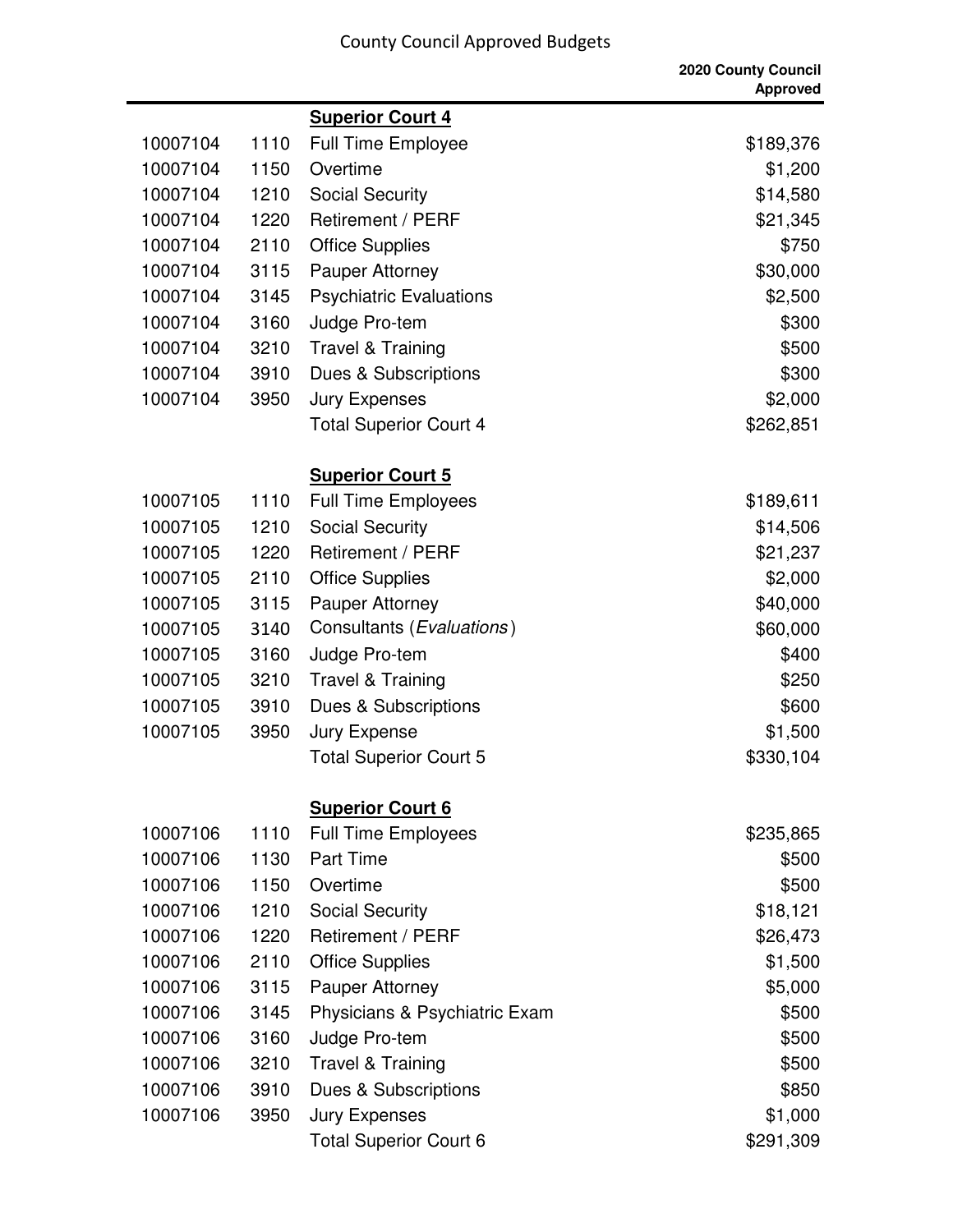County Council Approved Budgets

| | | | 2020 County Council Approved |
|---|---|---|---|
| | | **Superior Court 4** | |
| 10007104 | 1110 | Full Time Employee | $189,376 |
| 10007104 | 1150 | Overtime | $1,200 |
| 10007104 | 1210 | Social Security | $14,580 |
| 10007104 | 1220 | Retirement / PERF | $21,345 |
| 10007104 | 2110 | Office Supplies | $750 |
| 10007104 | 3115 | Pauper Attorney | $30,000 |
| 10007104 | 3145 | Psychiatric Evaluations | $2,500 |
| 10007104 | 3160 | Judge Pro-tem | $300 |
| 10007104 | 3210 | Travel & Training | $500 |
| 10007104 | 3910 | Dues & Subscriptions | $300 |
| 10007104 | 3950 | Jury Expenses | $2,000 |
| | | Total Superior Court 4 | $262,851 |
| | | | |
| | | **Superior Court 5** | |
| 10007105 | 1110 | Full Time Employees | $189,611 |
| 10007105 | 1210 | Social Security | $14,506 |
| 10007105 | 1220 | Retirement / PERF | $21,237 |
| 10007105 | 2110 | Office Supplies | $2,000 |
| 10007105 | 3115 | Pauper Attorney | $40,000 |
| 10007105 | 3140 | Consultants (*Evaluations*) | $60,000 |
| 10007105 | 3160 | Judge Pro-tem | $400 |
| 10007105 | 3210 | Travel & Training | $250 |
| 10007105 | 3910 | Dues & Subscriptions | $600 |
| 10007105 | 3950 | Jury Expense | $1,500 |
| | | Total Superior Court 5 | $330,104 |
| | | | |
| | | **Superior Court 6** | |
| 10007106 | 1110 | Full Time Employees | $235,865 |
| 10007106 | 1130 | Part Time | $500 |
| 10007106 | 1150 | Overtime | $500 |
| 10007106 | 1210 | Social Security | $18,121 |
| 10007106 | 1220 | Retirement / PERF | $26,473 |
| 10007106 | 2110 | Office Supplies | $1,500 |
| 10007106 | 3115 | Pauper Attorney | $5,000 |
| 10007106 | 3145 | Physicians & Psychiatric Exam | $500 |
| 10007106 | 3160 | Judge Pro-tem | $500 |
| 10007106 | 3210 | Travel & Training | $500 |
| 10007106 | 3910 | Dues & Subscriptions | $850 |
| 10007106 | 3950 | Jury Expenses | $1,000 |
| | | Total Superior Court 6 | $291,309 |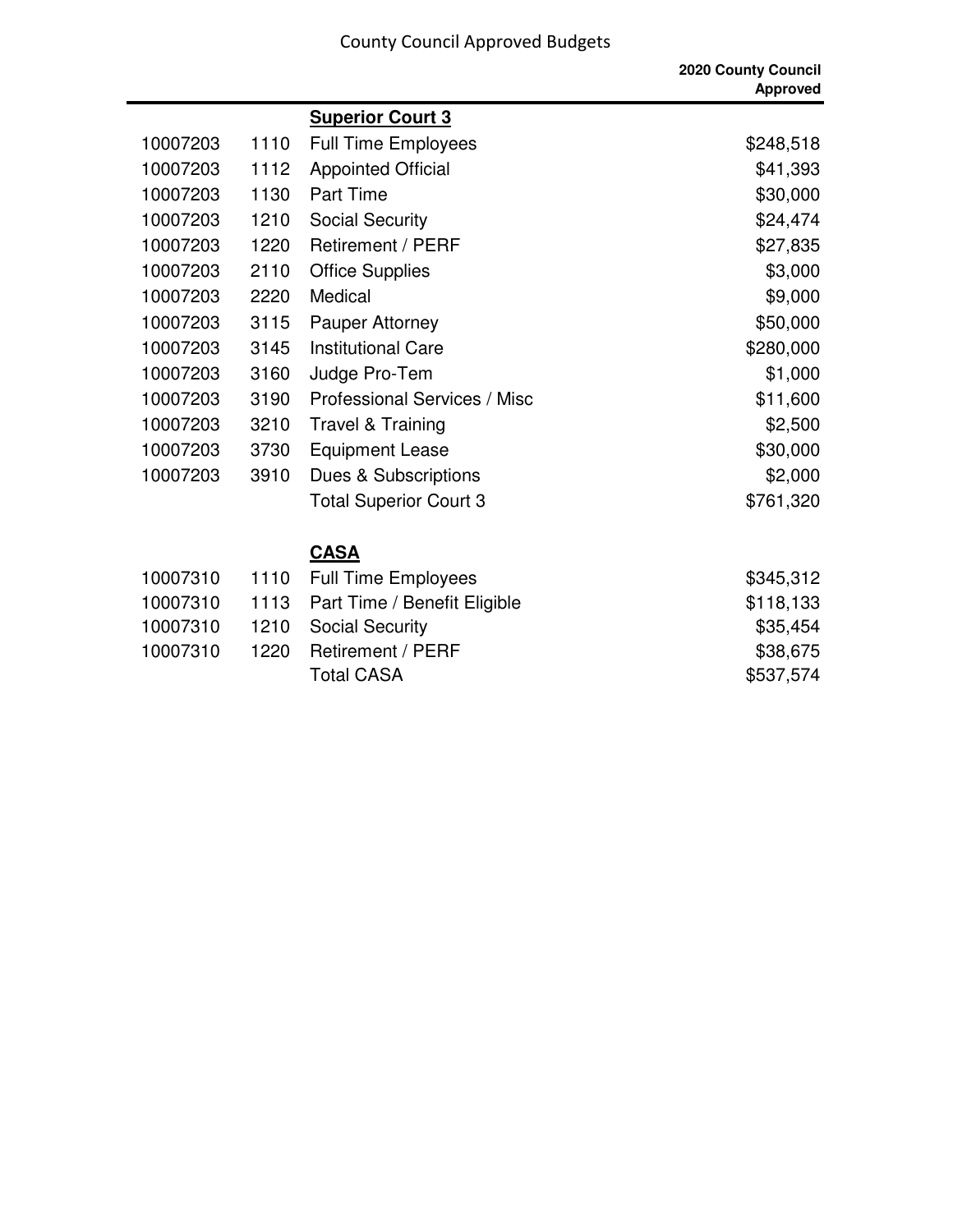| | | | 2020 County Council Approved |
|---|---|---|---|
| | | **Superior Court 3** | |
| 10007203 | 1110 | Full Time Employees | $248,518 |
| 10007203 | 1112 | Appointed Official | $41,393 |
| 10007203 | 1130 | Part Time | $30,000 |
| 10007203 | 1210 | Social Security | $24,474 |
| 10007203 | 1220 | Retirement / PERF | $27,835 |
| 10007203 | 2110 | Office Supplies | $3,000 |
| 10007203 | 2220 | Medical | $9,000 |
| 10007203 | 3115 | Pauper Attorney | $50,000 |
| 10007203 | 3145 | Institutional Care | $280,000 |
| 10007203 | 3160 | Judge Pro-Tem | $1,000 |
| 10007203 | 3190 | Professional Services / Misc | $11,600 |
| 10007203 | 3210 | Travel & Training | $2,500 |
| 10007203 | 3730 | Equipment Lease | $30,000 |
| 10007203 | 3910 | Dues & Subscriptions | $2,000 |
| | | Total Superior Court 3 | $761,320 |
| | | **CASA** | |
| 10007310 | 1110 | Full Time Employees | $345,312 |
| 10007310 | 1113 | Part Time / Benefit Eligible | $118,133 |
| 10007310 | 1210 | Social Security | $35,454 |
| 10007310 | 1220 | Retirement / PERF | $38,675 |
| | | Total CASA | $537,574 |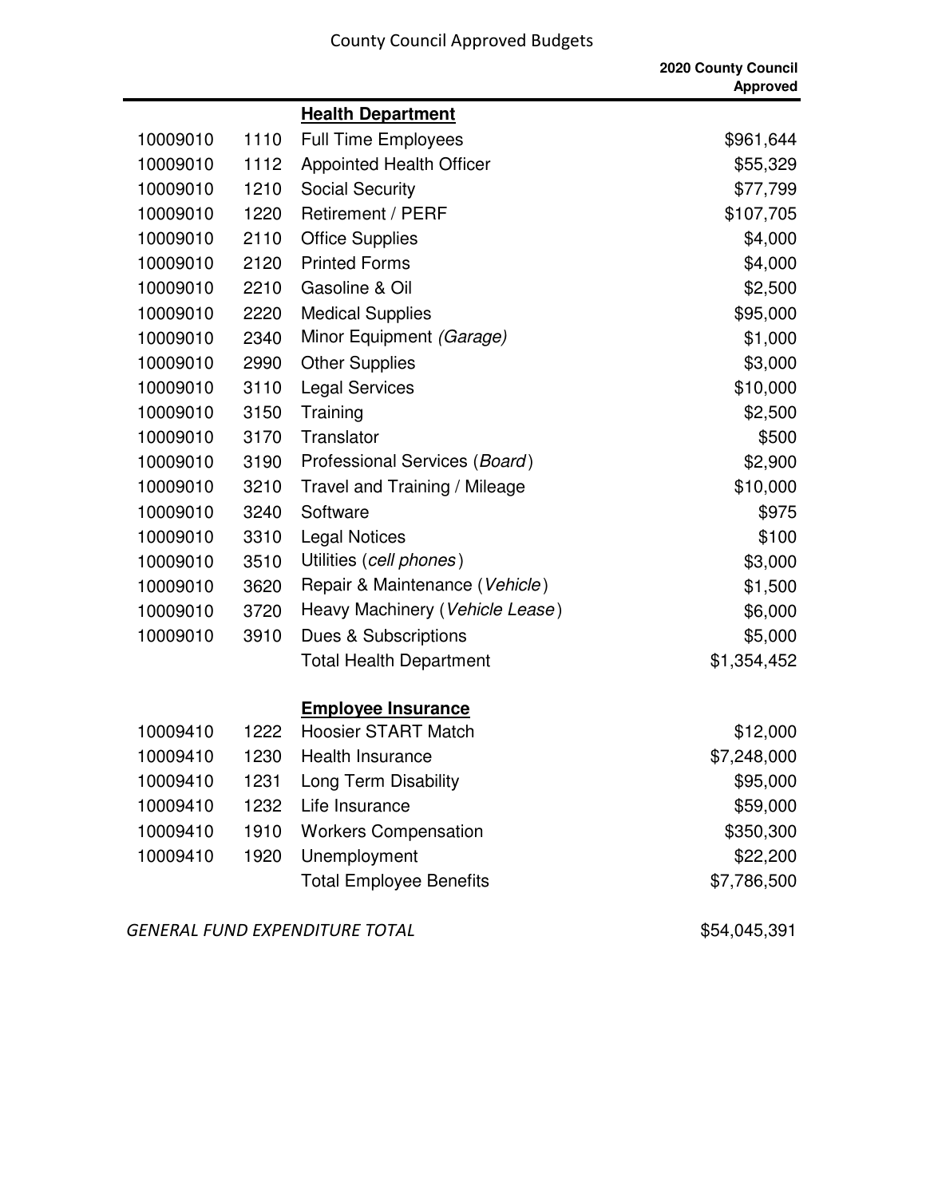County Council Approved Budgets

| | | | 2020 County Council Approved |
|---|---|---|---|
| | | **Health Department** | |
| 10009010 | 1110 | Full Time Employees | $961,644 |
| 10009010 | 1112 | Appointed Health Officer | $55,329 |
| 10009010 | 1210 | Social Security | $77,799 |
| 10009010 | 1220 | Retirement / PERF | $107,705 |
| 10009010 | 2110 | Office Supplies | $4,000 |
| 10009010 | 2120 | Printed Forms | $4,000 |
| 10009010 | 2210 | Gasoline & Oil | $2,500 |
| 10009010 | 2220 | Medical Supplies | $95,000 |
| 10009010 | 2340 | Minor Equipment *(Garage)* | $1,000 |
| 10009010 | 2990 | Other Supplies | $3,000 |
| 10009010 | 3110 | Legal Services | $10,000 |
| 10009010 | 3150 | Training | $2,500 |
| 10009010 | 3170 | Translator | $500 |
| 10009010 | 3190 | Professional Services (*Board*) | $2,900 |
| 10009010 | 3210 | Travel and Training / Mileage | $10,000 |
| 10009010 | 3240 | Software | $975 |
| 10009010 | 3310 | Legal Notices | $100 |
| 10009010 | 3510 | Utilities (*cell phones*) | $3,000 |
| 10009010 | 3620 | Repair & Maintenance (*Vehicle*) | $1,500 |
| 10009010 | 3720 | Heavy Machinery (*Vehicle Lease*) | $6,000 |
| 10009010 | 3910 | Dues & Subscriptions | $5,000 |
| | | Total Health Department | $1,354,452 |
| | | **Employee Insurance** | |
| 10009410 | 1222 | Hoosier START Match | $12,000 |
| 10009410 | 1230 | Health Insurance | $7,248,000 |
| 10009410 | 1231 | Long Term Disability | $95,000 |
| 10009410 | 1232 | Life Insurance | $59,000 |
| 10009410 | 1910 | Workers Compensation | $350,300 |
| 10009410 | 1920 | Unemployment | $22,200 |
| | | Total Employee Benefits | $7,786,500 |

*GENERAL FUND EXPENDITURE TOTAL* $54,045,391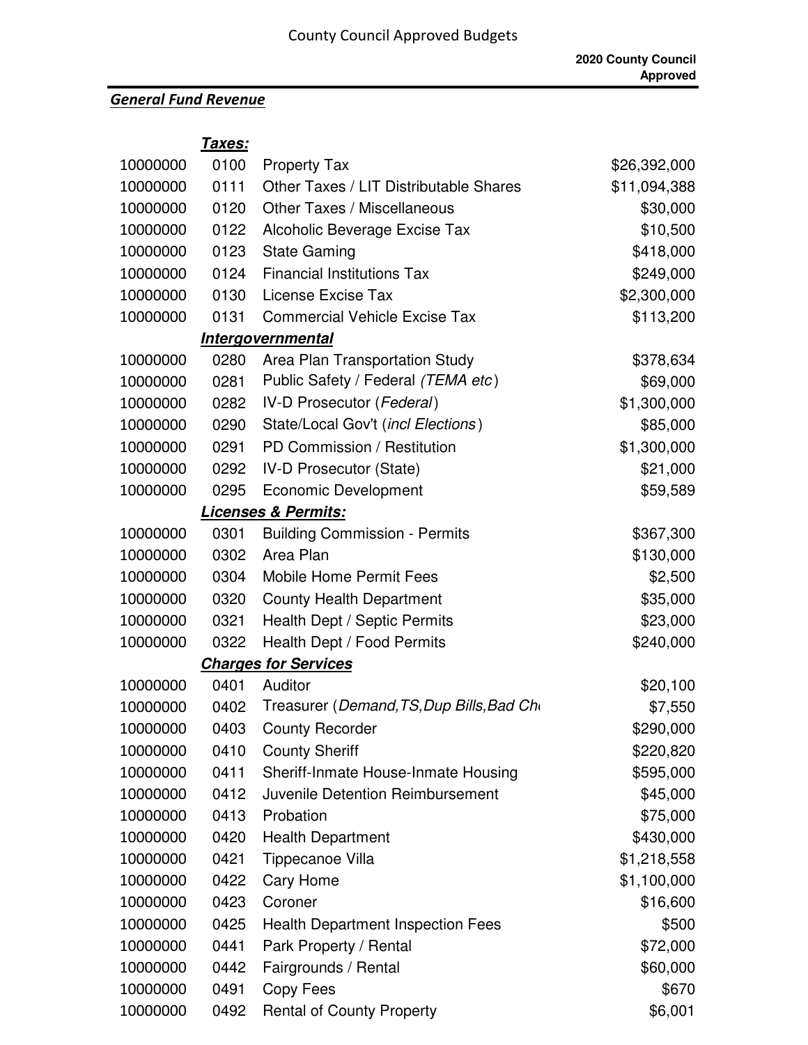2020 County Council Approved

***General Fund Revenue***

| | | | 2020 County Council Approved |
|---|---|---|---|
| | ***Taxes:*** | | |
| 10000000 | 0100 | Property Tax | $26,392,000 |
| 10000000 | 0111 | Other Taxes / LIT Distributable Shares | $11,094,388 |
| 10000000 | 0120 | Other Taxes / Miscellaneous | $30,000 |
| 10000000 | 0122 | Alcoholic Beverage Excise Tax | $10,500 |
| 10000000 | 0123 | State Gaming | $418,000 |
| 10000000 | 0124 | Financial Institutions Tax | $249,000 |
| 10000000 | 0130 | License Excise Tax | $2,300,000 |
| 10000000 | 0131 | Commercial Vehicle Excise Tax | $113,200 |
| | ***Intergovernmental*** | | |
| 10000000 | 0280 | Area Plan Transportation Study | $378,634 |
| 10000000 | 0281 | Public Safety / Federal *(TEMA etc)* | $69,000 |
| 10000000 | 0282 | IV-D Prosecutor (*Federal*) | $1,300,000 |
| 10000000 | 0290 | State/Local Gov't (*incl Elections*) | $85,000 |
| 10000000 | 0291 | PD Commission / Restitution | $1,300,000 |
| 10000000 | 0292 | IV-D Prosecutor (State) | $21,000 |
| 10000000 | 0295 | Economic Development | $59,589 |
| | ***Licenses & Permits:*** | | |
| 10000000 | 0301 | Building Commission - Permits | $367,300 |
| 10000000 | 0302 | Area Plan | $130,000 |
| 10000000 | 0304 | Mobile Home Permit Fees | $2,500 |
| 10000000 | 0320 | County Health Department | $35,000 |
| 10000000 | 0321 | Health Dept / Septic Permits | $23,000 |
| 10000000 | 0322 | Health Dept / Food Permits | $240,000 |
| | ***Charges for Services*** | | |
| 10000000 | 0401 | Auditor | $20,100 |
| 10000000 | 0402 | Treasurer (*Demand,TS,Dup Bills,Bad Ch* | $7,550 |
| 10000000 | 0403 | County Recorder | $290,000 |
| 10000000 | 0410 | County Sheriff | $220,820 |
| 10000000 | 0411 | Sheriff-Inmate House-Inmate Housing | $595,000 |
| 10000000 | 0412 | Juvenile Detention Reimbursement | $45,000 |
| 10000000 | 0413 | Probation | $75,000 |
| 10000000 | 0420 | Health Department | $430,000 |
| 10000000 | 0421 | Tippecanoe Villa | $1,218,558 |
| 10000000 | 0422 | Cary Home | $1,100,000 |
| 10000000 | 0423 | Coroner | $16,600 |
| 10000000 | 0425 | Health Department Inspection Fees | $500 |
| 10000000 | 0441 | Park Property / Rental | $72,000 |
| 10000000 | 0442 | Fairgrounds / Rental | $60,000 |
| 10000000 | 0491 | Copy Fees | $670 |
| 10000000 | 0492 | Rental of County Property | $6,001 |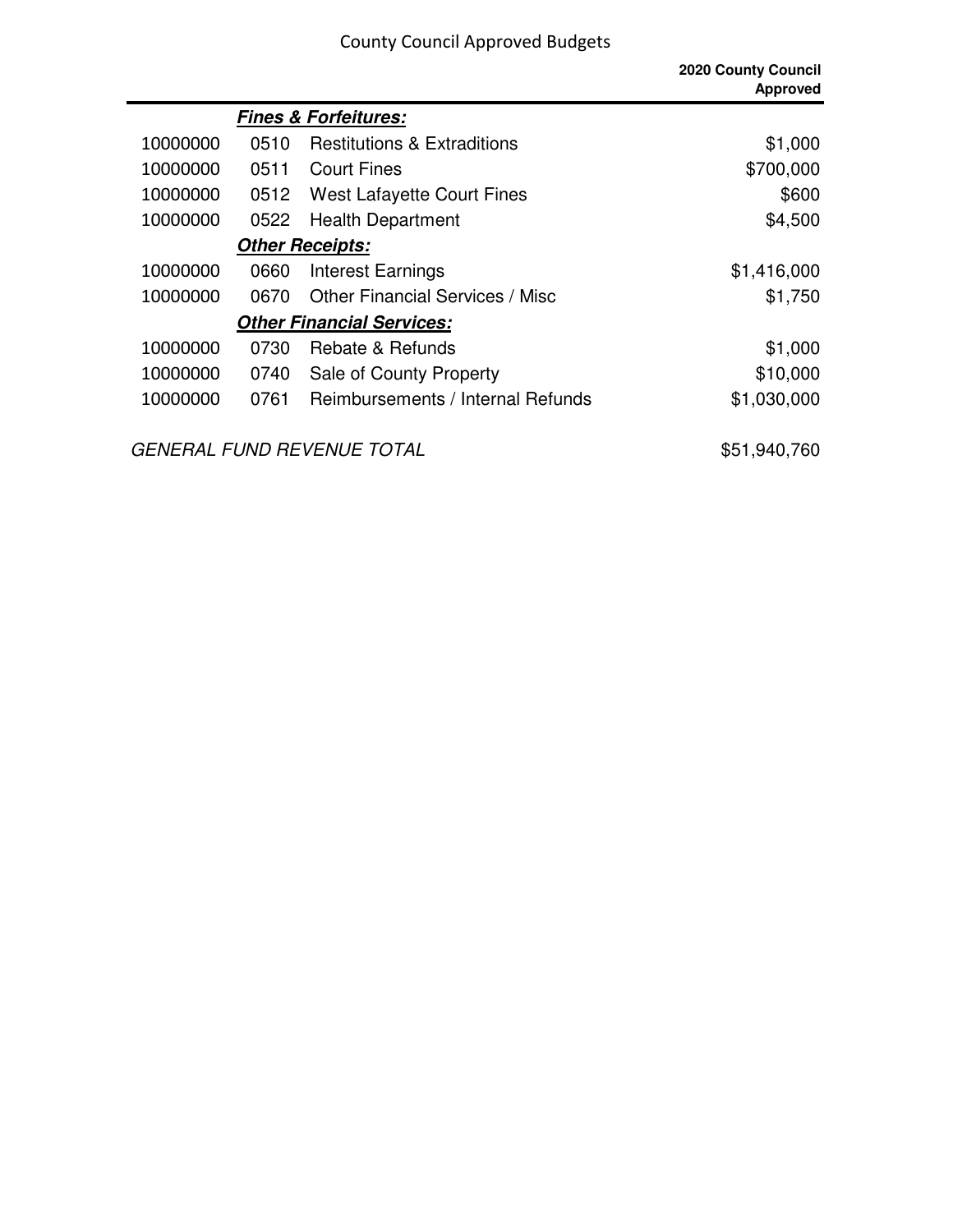County Council Approved Budgets

| | | | 2020 County Council Approved |
|---|---|---|---|
| | | ***Fines & Forfeitures:*** | |
| 10000000 | 0510 | Restitutions & Extraditions | $1,000 |
| 10000000 | 0511 | Court Fines | $700,000 |
| 10000000 | 0512 | West Lafayette Court Fines | $600 |
| 10000000 | 0522 | Health Department | $4,500 |
| | | ***Other Receipts:*** | |
| 10000000 | 0660 | Interest Earnings | $1,416,000 |
| 10000000 | 0670 | Other Financial Services / Misc | $1,750 |
| | | ***Other Financial Services:*** | |
| 10000000 | 0730 | Rebate & Refunds | $1,000 |
| 10000000 | 0740 | Sale of County Property | $10,000 |
| 10000000 | 0761 | Reimbursements / Internal Refunds | $1,030,000 |
| *GENERAL FUND REVENUE TOTAL* | | | $51,940,760 |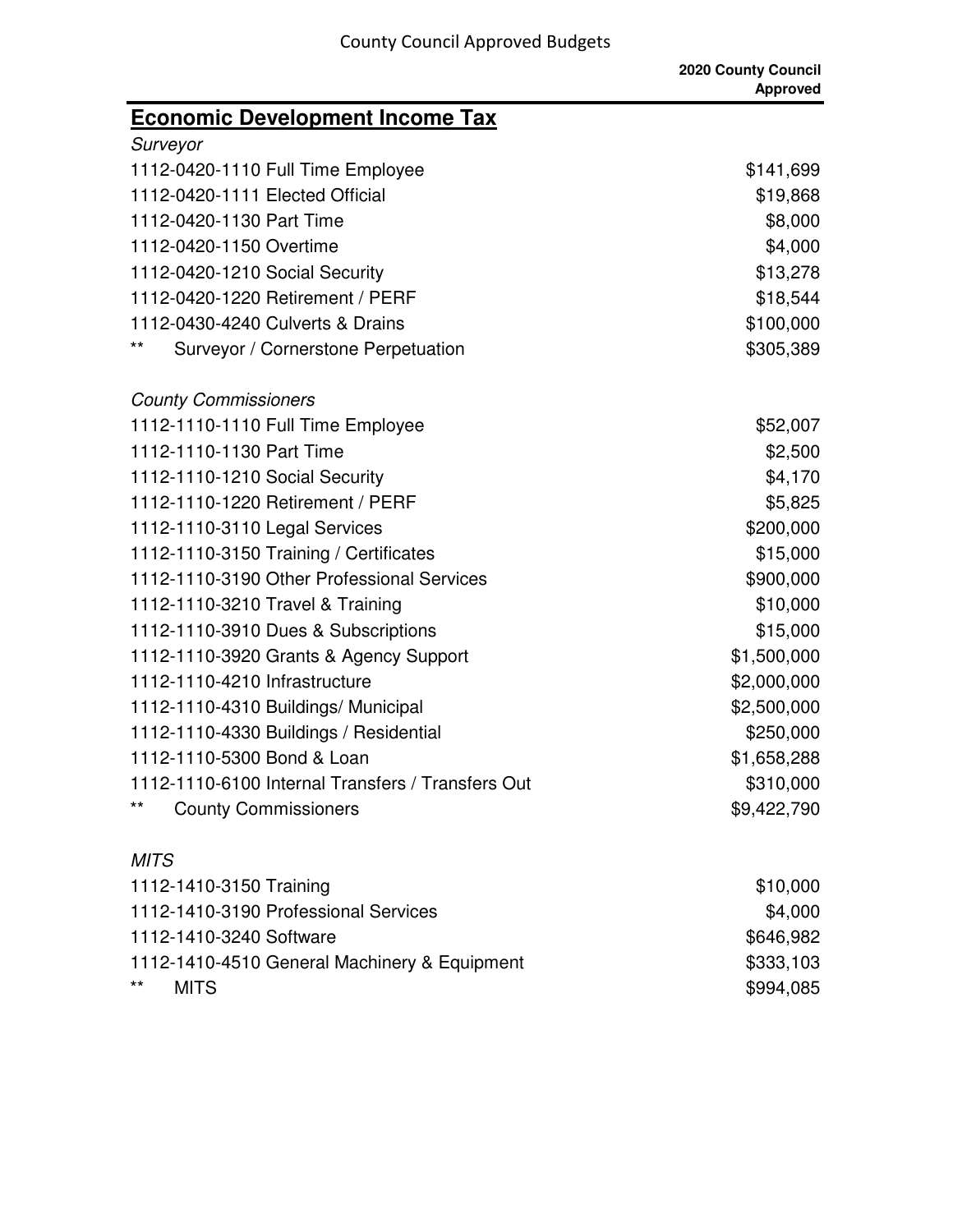County Council Approved Budgets

## Economic Development Income Tax

| | 2020 County Council Approved |
|---|---|
| *Surveyor* | |
| 1112-0420-1110 Full Time Employee | $141,699 |
| 1112-0420-1111 Elected Official | $19,868 |
| 1112-0420-1130 Part Time | $8,000 |
| 1112-0420-1150 Overtime | $4,000 |
| 1112-0420-1210 Social Security | $13,278 |
| 1112-0420-1220 Retirement / PERF | $18,544 |
| 1112-0430-4240 Culverts & Drains | $100,000 |
| ** Surveyor / Cornerstone Perpetuation | $305,389 |
| | |
| *County Commissioners* | |
| 1112-1110-1110 Full Time Employee | $52,007 |
| 1112-1110-1130 Part Time | $2,500 |
| 1112-1110-1210 Social Security | $4,170 |
| 1112-1110-1220 Retirement / PERF | $5,825 |
| 1112-1110-3110 Legal Services | $200,000 |
| 1112-1110-3150 Training / Certificates | $15,000 |
| 1112-1110-3190 Other Professional Services | $900,000 |
| 1112-1110-3210 Travel & Training | $10,000 |
| 1112-1110-3910 Dues & Subscriptions | $15,000 |
| 1112-1110-3920 Grants & Agency Support | $1,500,000 |
| 1112-1110-4210 Infrastructure | $2,000,000 |
| 1112-1110-4310 Buildings/ Municipal | $2,500,000 |
| 1112-1110-4330 Buildings / Residential | $250,000 |
| 1112-1110-5300 Bond & Loan | $1,658,288 |
| 1112-1110-6100 Internal Transfers / Transfers Out | $310,000 |
| ** County Commissioners | $9,422,790 |
| | |
| *MITS* | |
| 1112-1410-3150 Training | $10,000 |
| 1112-1410-3190 Professional Services | $4,000 |
| 1112-1410-3240 Software | $646,982 |
| 1112-1410-4510 General Machinery & Equipment | $333,103 |
| ** MITS | $994,085 |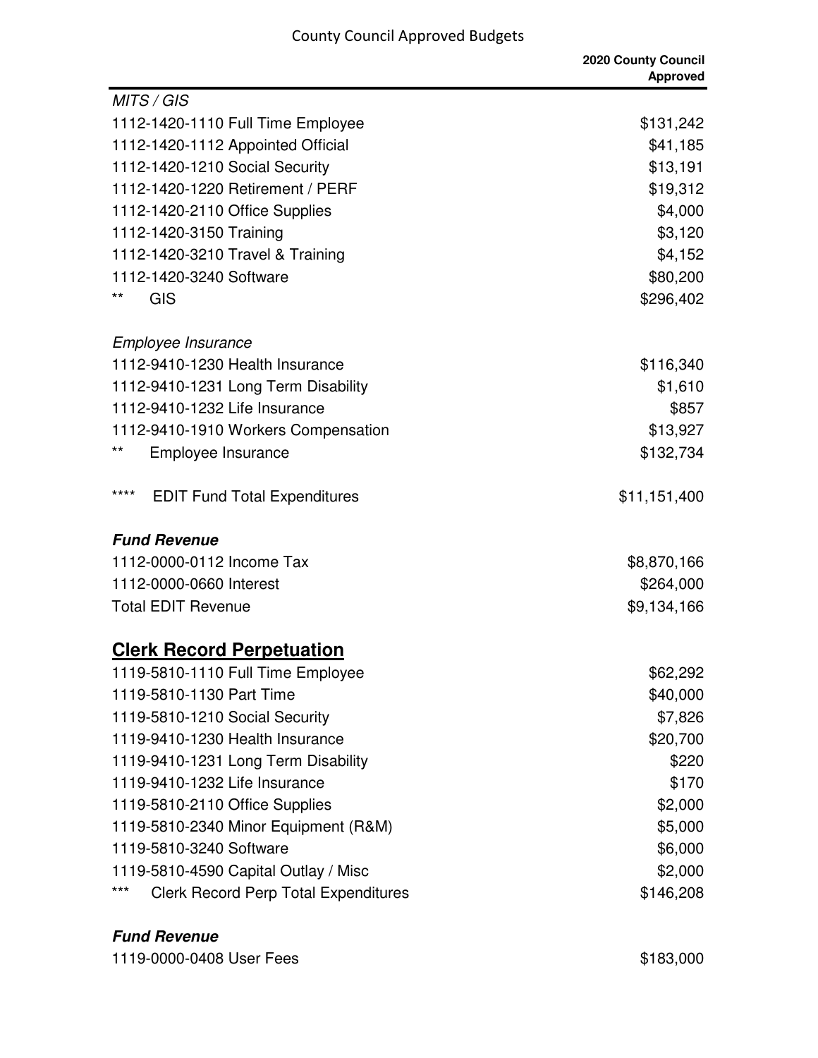| | 2020 County Council Approved |
|---|---|
| *MITS / GIS* | |
| 1112-1420-1110 Full Time Employee | $131,242 |
| 1112-1420-1112 Appointed Official | $41,185 |
| 1112-1420-1210 Social Security | $13,191 |
| 1112-1420-1220 Retirement / PERF | $19,312 |
| 1112-1420-2110 Office Supplies | $4,000 |
| 1112-1420-3150 Training | $3,120 |
| 1112-1420-3210 Travel & Training | $4,152 |
| 1112-1420-3240 Software | $80,200 |
| ** GIS | $296,402 |
| | |
| *Employee Insurance* | |
| 1112-9410-1230 Health Insurance | $116,340 |
| 1112-9410-1231 Long Term Disability | $1,610 |
| 1112-9410-1232 Life Insurance | $857 |
| 1112-9410-1910 Workers Compensation | $13,927 |
| ** Employee Insurance | $132,734 |
| | |
| **** EDIT Fund Total Expenditures | $11,151,400 |
| | |
| ***Fund Revenue*** | |
| 1112-0000-0112 Income Tax | $8,870,166 |
| 1112-0000-0660 Interest | $264,000 |
| Total EDIT Revenue | $9,134,166 |

## Clerk Record Perpetuation

| | |
|---|---|
| 1119-5810-1110 Full Time Employee | $62,292 |
| 1119-5810-1130 Part Time | $40,000 |
| 1119-5810-1210 Social Security | $7,826 |
| 1119-9410-1230 Health Insurance | $20,700 |
| 1119-9410-1231 Long Term Disability | $220 |
| 1119-9410-1232 Life Insurance | $170 |
| 1119-5810-2110 Office Supplies | $2,000 |
| 1119-5810-2340 Minor Equipment (R&M) | $5,000 |
| 1119-5810-3240 Software | $6,000 |
| 1119-5810-4590 Capital Outlay / Misc | $2,000 |
| *** Clerk Record Perp Total Expenditures | $146,208 |
| | |
| ***Fund Revenue*** | |
| 1119-0000-0408 User Fees | $183,000 |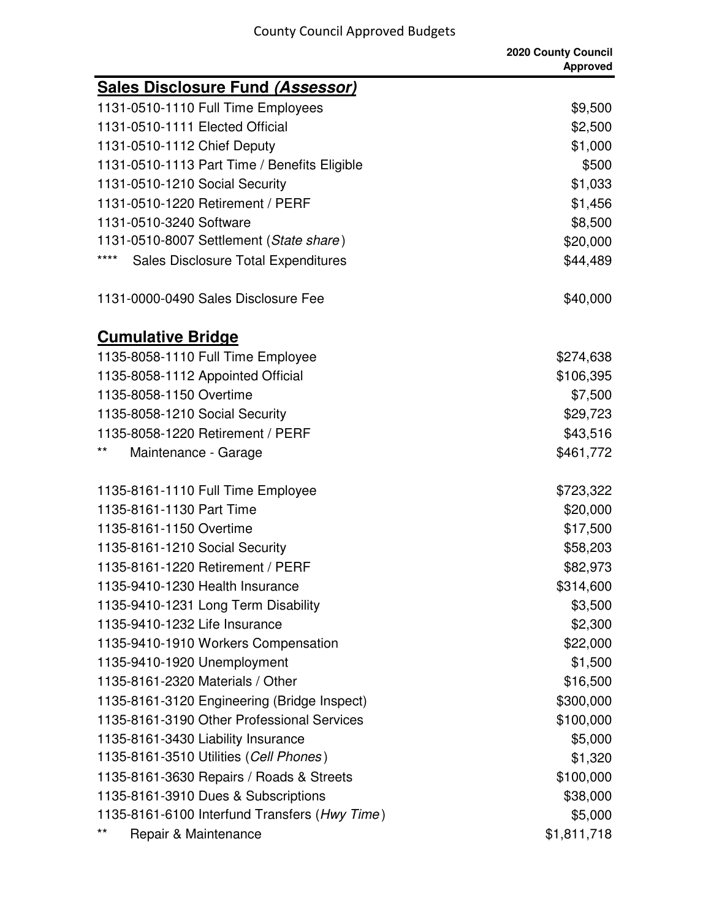| | 2020 County Council Approved |
|---|---|
| **Sales Disclosure Fund *(Assessor)*** | |
| 1131-0510-1110 Full Time Employees | $9,500 |
| 1131-0510-1111 Elected Official | $2,500 |
| 1131-0510-1112 Chief Deputy | $1,000 |
| 1131-0510-1113 Part Time / Benefits Eligible | $500 |
| 1131-0510-1210 Social Security | $1,033 |
| 1131-0510-1220 Retirement / PERF | $1,456 |
| 1131-0510-3240 Software | $8,500 |
| 1131-0510-8007 Settlement (*State share*) | $20,000 |
| **** Sales Disclosure Total Expenditures | $44,489 |
| | |
| 1131-0000-0490 Sales Disclosure Fee | $40,000 |
| | |
| **Cumulative Bridge** | |
| 1135-8058-1110 Full Time Employee | $274,638 |
| 1135-8058-1112 Appointed Official | $106,395 |
| 1135-8058-1150 Overtime | $7,500 |
| 1135-8058-1210 Social Security | $29,723 |
| 1135-8058-1220 Retirement / PERF | $43,516 |
| ** Maintenance - Garage | $461,772 |
| | |
| 1135-8161-1110 Full Time Employee | $723,322 |
| 1135-8161-1130 Part Time | $20,000 |
| 1135-8161-1150 Overtime | $17,500 |
| 1135-8161-1210 Social Security | $58,203 |
| 1135-8161-1220 Retirement / PERF | $82,973 |
| 1135-9410-1230 Health Insurance | $314,600 |
| 1135-9410-1231 Long Term Disability | $3,500 |
| 1135-9410-1232 Life Insurance | $2,300 |
| 1135-9410-1910 Workers Compensation | $22,000 |
| 1135-9410-1920 Unemployment | $1,500 |
| 1135-8161-2320 Materials / Other | $16,500 |
| 1135-8161-3120 Engineering (Bridge Inspect) | $300,000 |
| 1135-8161-3190 Other Professional Services | $100,000 |
| 1135-8161-3430 Liability Insurance | $5,000 |
| 1135-8161-3510 Utilities (*Cell Phones*) | $1,320 |
| 1135-8161-3630 Repairs / Roads & Streets | $100,000 |
| 1135-8161-3910 Dues & Subscriptions | $38,000 |
| 1135-8161-6100 Interfund Transfers (*Hwy Time*) | $5,000 |
| ** Repair & Maintenance | $1,811,718 |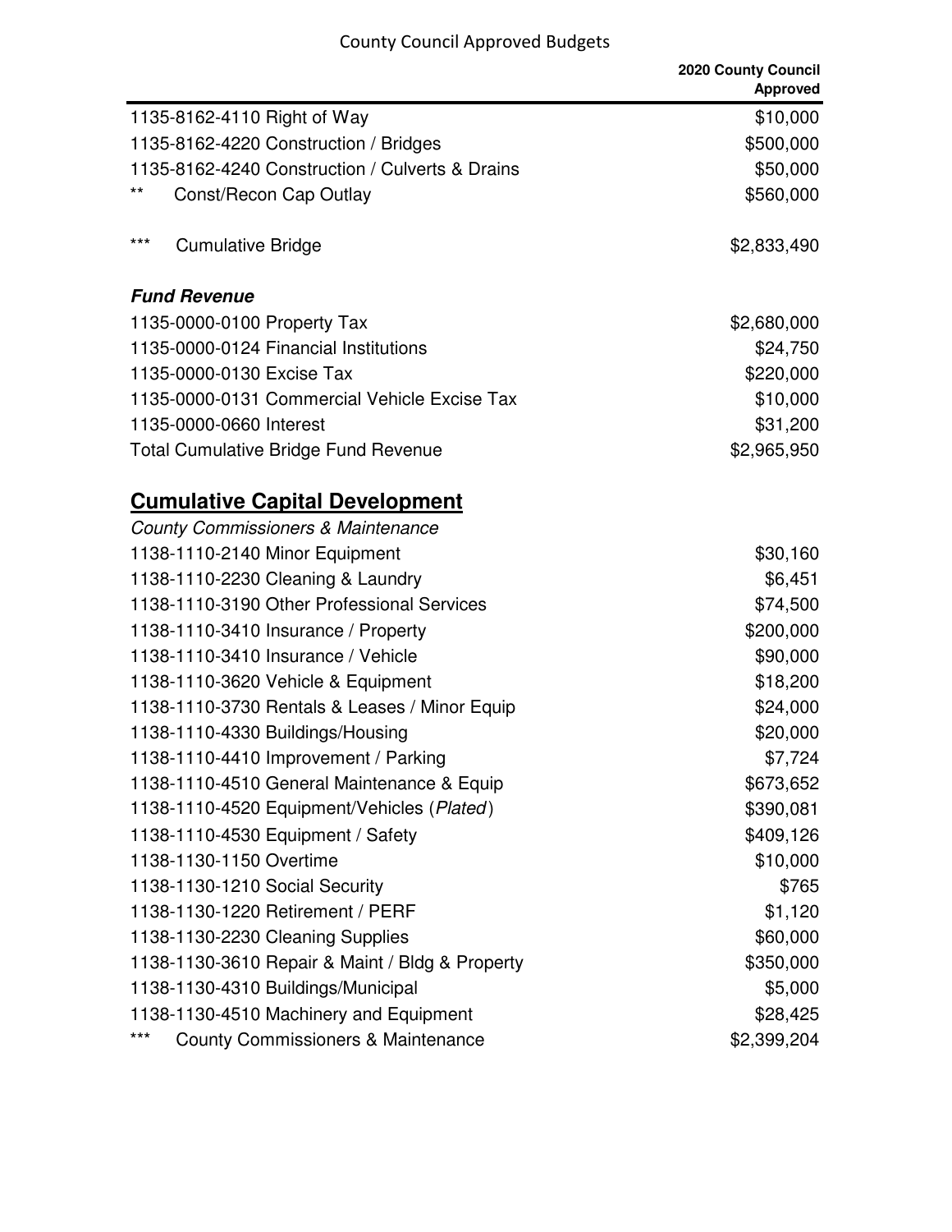| | 2020 County Council Approved |
|---|---|
| 1135-8162-4110 Right of Way | $10,000 |
| 1135-8162-4220 Construction / Bridges | $500,000 |
| 1135-8162-4240 Construction / Culverts & Drains | $50,000 |
| ** Const/Recon Cap Outlay | $560,000 |
| *** Cumulative Bridge | $2,833,490 |
| ***Fund Revenue*** | |
| 1135-0000-0100 Property Tax | $2,680,000 |
| 1135-0000-0124 Financial Institutions | $24,750 |
| 1135-0000-0130 Excise Tax | $220,000 |
| 1135-0000-0131 Commercial Vehicle Excise Tax | $10,000 |
| 1135-0000-0660 Interest | $31,200 |
| Total Cumulative Bridge Fund Revenue | $2,965,950 |

## Cumulative Capital Development

| *County Commissioners & Maintenance* | |
|---|---|
| 1138-1110-2140 Minor Equipment | $30,160 |
| 1138-1110-2230 Cleaning & Laundry | $6,451 |
| 1138-1110-3190 Other Professional Services | $74,500 |
| 1138-1110-3410 Insurance / Property | $200,000 |
| 1138-1110-3410 Insurance / Vehicle | $90,000 |
| 1138-1110-3620 Vehicle & Equipment | $18,200 |
| 1138-1110-3730 Rentals & Leases / Minor Equip | $24,000 |
| 1138-1110-4330 Buildings/Housing | $20,000 |
| 1138-1110-4410 Improvement / Parking | $7,724 |
| 1138-1110-4510 General Maintenance & Equip | $673,652 |
| 1138-1110-4520 Equipment/Vehicles (*Plated*) | $390,081 |
| 1138-1110-4530 Equipment / Safety | $409,126 |
| 1138-1130-1150 Overtime | $10,000 |
| 1138-1130-1210 Social Security | $765 |
| 1138-1130-1220 Retirement / PERF | $1,120 |
| 1138-1130-2230 Cleaning Supplies | $60,000 |
| 1138-1130-3610 Repair & Maint / Bldg & Property | $350,000 |
| 1138-1130-4310 Buildings/Municipal | $5,000 |
| 1138-1130-4510 Machinery and Equipment | $28,425 |
| *** County Commissioners & Maintenance | $2,399,204 |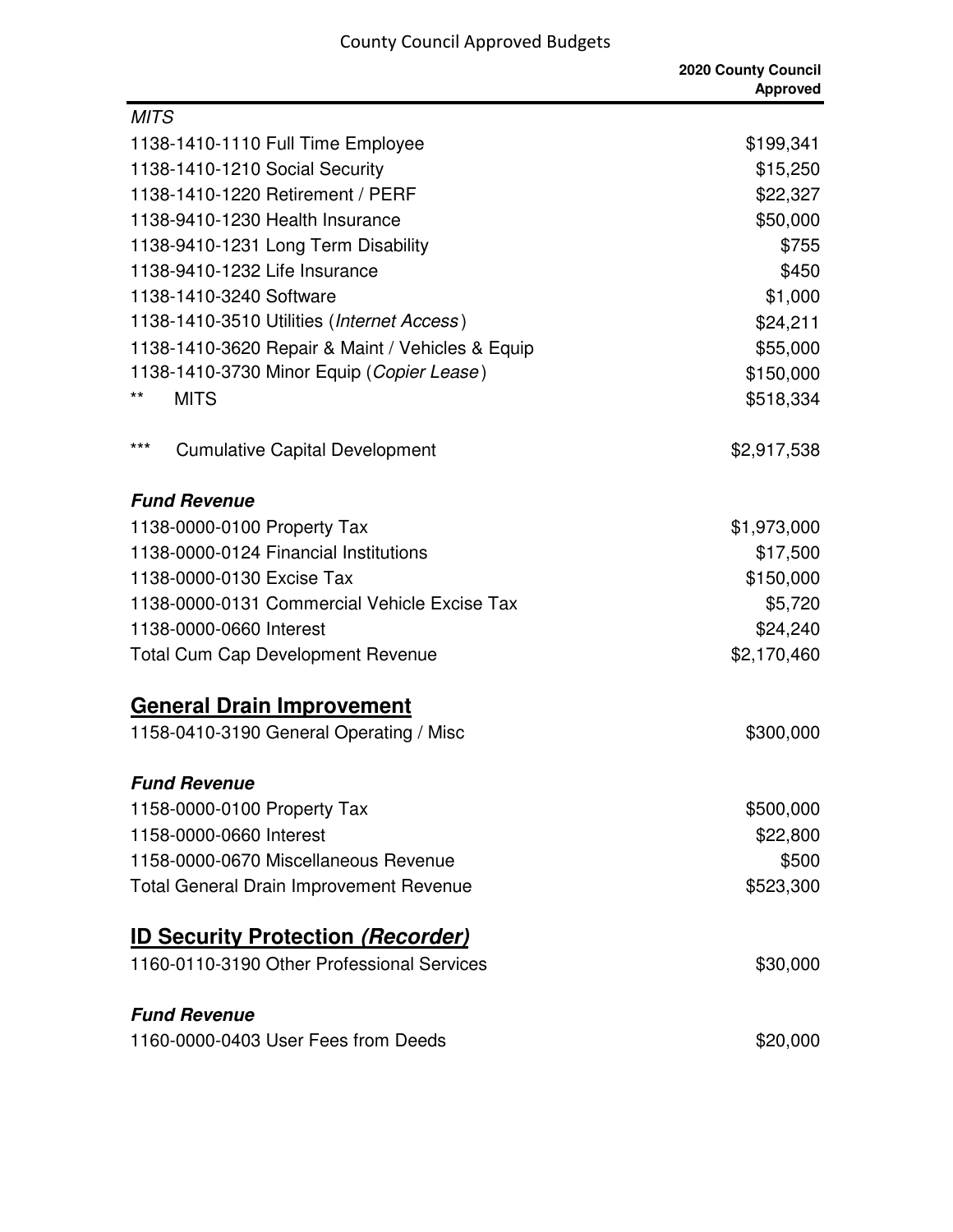| | 2020 County Council Approved |
|---|---|
| *MITS* | |
| 1138-1410-1110 Full Time Employee | $199,341 |
| 1138-1410-1210 Social Security | $15,250 |
| 1138-1410-1220 Retirement / PERF | $22,327 |
| 1138-9410-1230 Health Insurance | $50,000 |
| 1138-9410-1231 Long Term Disability | $755 |
| 1138-9410-1232 Life Insurance | $450 |
| 1138-1410-3240 Software | $1,000 |
| 1138-1410-3510 Utilities (*Internet Access*) | $24,211 |
| 1138-1410-3620 Repair & Maint / Vehicles & Equip | $55,000 |
| 1138-1410-3730 Minor Equip (*Copier Lease*) | $150,000 |
| ** MITS | $518,334 |
| | |
| *** Cumulative Capital Development | $2,917,538 |
| | |
| ***Fund Revenue*** | |
| 1138-0000-0100 Property Tax | $1,973,000 |
| 1138-0000-0124 Financial Institutions | $17,500 |
| 1138-0000-0130 Excise Tax | $150,000 |
| 1138-0000-0131 Commercial Vehicle Excise Tax | $5,720 |
| 1138-0000-0660 Interest | $24,240 |
| Total Cum Cap Development Revenue | $2,170,460 |

## General Drain Improvement

| | |
|---|---|
| 1158-0410-3190 General Operating / Misc | $300,000 |
| | |
| ***Fund Revenue*** | |
| 1158-0000-0100 Property Tax | $500,000 |
| 1158-0000-0660 Interest | $22,800 |
| 1158-0000-0670 Miscellaneous Revenue | $500 |
| Total General Drain Improvement Revenue | $523,300 |

## ID Security Protection *(Recorder)*

| | |
|---|---|
| 1160-0110-3190 Other Professional Services | $30,000 |
| | |
| ***Fund Revenue*** | |
| 1160-0000-0403 User Fees from Deeds | $20,000 |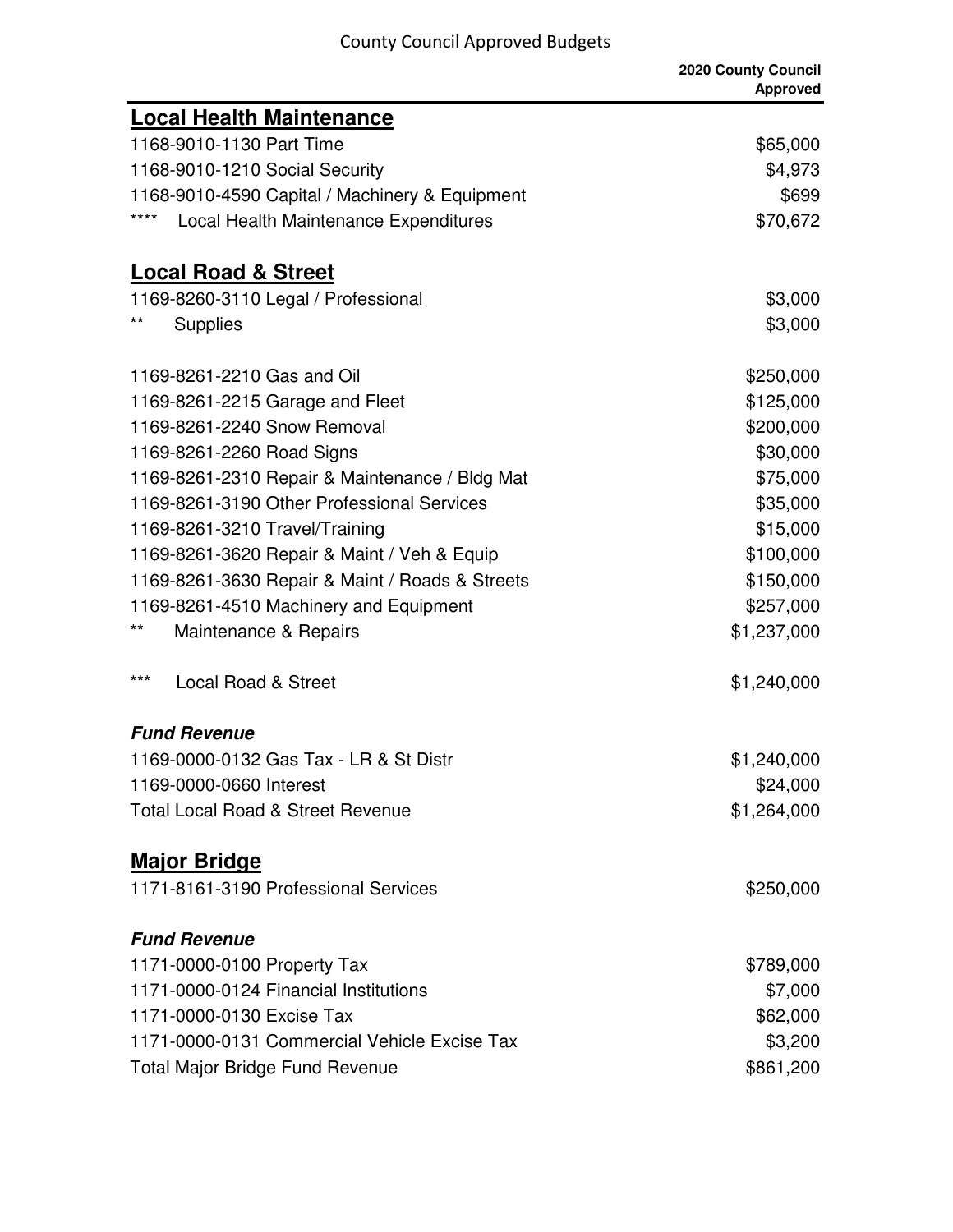| | 2020 County Council Approved |
|---|---|
| **Local Health Maintenance** | |
| 1168-9010-1130 Part Time | $65,000 |
| 1168-9010-1210 Social Security | $4,973 |
| 1168-9010-4590 Capital / Machinery & Equipment | $699 |
| **** Local Health Maintenance Expenditures | $70,672 |
| | |
| **Local Road & Street** | |
| 1169-8260-3110 Legal / Professional | $3,000 |
| ** Supplies | $3,000 |
| | |
| 1169-8261-2210 Gas and Oil | $250,000 |
| 1169-8261-2215 Garage and Fleet | $125,000 |
| 1169-8261-2240 Snow Removal | $200,000 |
| 1169-8261-2260 Road Signs | $30,000 |
| 1169-8261-2310 Repair & Maintenance / Bldg Mat | $75,000 |
| 1169-8261-3190 Other Professional Services | $35,000 |
| 1169-8261-3210 Travel/Training | $15,000 |
| 1169-8261-3620 Repair & Maint / Veh & Equip | $100,000 |
| 1169-8261-3630 Repair & Maint / Roads & Streets | $150,000 |
| 1169-8261-4510 Machinery and Equipment | $257,000 |
| ** Maintenance & Repairs | $1,237,000 |
| | |
| *** Local Road & Street | $1,240,000 |
| | |
| ***Fund Revenue*** | |
| 1169-0000-0132 Gas Tax - LR & St Distr | $1,240,000 |
| 1169-0000-0660 Interest | $24,000 |
| Total Local Road & Street Revenue | $1,264,000 |
| | |
| **Major Bridge** | |
| 1171-8161-3190 Professional Services | $250,000 |
| | |
| ***Fund Revenue*** | |
| 1171-0000-0100 Property Tax | $789,000 |
| 1171-0000-0124 Financial Institutions | $7,000 |
| 1171-0000-0130 Excise Tax | $62,000 |
| 1171-0000-0131 Commercial Vehicle Excise Tax | $3,200 |
| Total Major Bridge Fund Revenue | $861,200 |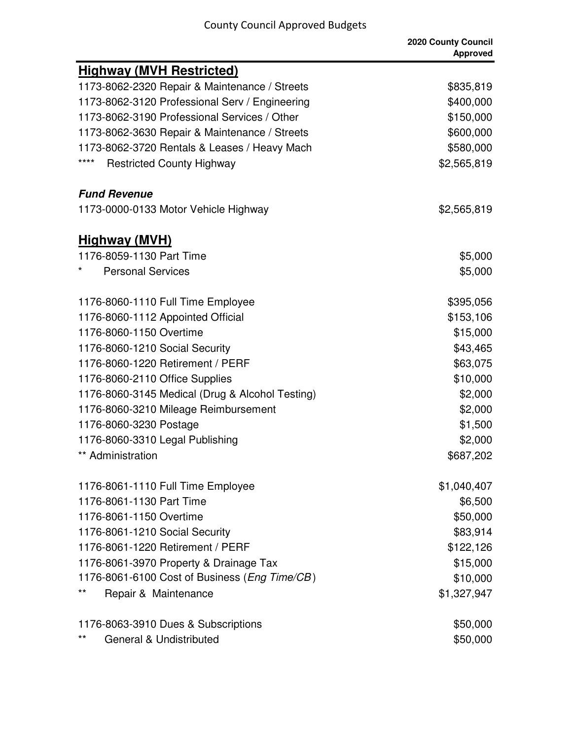County Council Approved Budgets

| | 2020 County Council Approved |
|---|---|
| **Highway (MVH Restricted)** | |
| 1173-8062-2320 Repair & Maintenance / Streets | $835,819 |
| 1173-8062-3120 Professional Serv / Engineering | $400,000 |
| 1173-8062-3190 Professional Services / Other | $150,000 |
| 1173-8062-3630 Repair & Maintenance / Streets | $600,000 |
| 1173-8062-3720 Rentals & Leases / Heavy Mach | $580,000 |
| **** Restricted County Highway | $2,565,819 |
| | |
| ***Fund Revenue*** | |
| 1173-0000-0133 Motor Vehicle Highway | $2,565,819 |
| | |
| **Highway (MVH)** | |
| 1176-8059-1130 Part Time | $5,000 |
| * Personal Services | $5,000 |
| | |
| 1176-8060-1110 Full Time Employee | $395,056 |
| 1176-8060-1112 Appointed Official | $153,106 |
| 1176-8060-1150 Overtime | $15,000 |
| 1176-8060-1210 Social Security | $43,465 |
| 1176-8060-1220 Retirement / PERF | $63,075 |
| 1176-8060-2110 Office Supplies | $10,000 |
| 1176-8060-3145 Medical (Drug & Alcohol Testing) | $2,000 |
| 1176-8060-3210 Mileage Reimbursement | $2,000 |
| 1176-8060-3230 Postage | $1,500 |
| 1176-8060-3310 Legal Publishing | $2,000 |
| ** Administration | $687,202 |
| | |
| 1176-8061-1110 Full Time Employee | $1,040,407 |
| 1176-8061-1130 Part Time | $6,500 |
| 1176-8061-1150 Overtime | $50,000 |
| 1176-8061-1210 Social Security | $83,914 |
| 1176-8061-1220 Retirement / PERF | $122,126 |
| 1176-8061-3970 Property & Drainage Tax | $15,000 |
| 1176-8061-6100 Cost of Business (*Eng Time/CB*) | $10,000 |
| ** Repair & Maintenance | $1,327,947 |
| | |
| 1176-8063-3910 Dues & Subscriptions | $50,000 |
| ** General & Undistributed | $50,000 |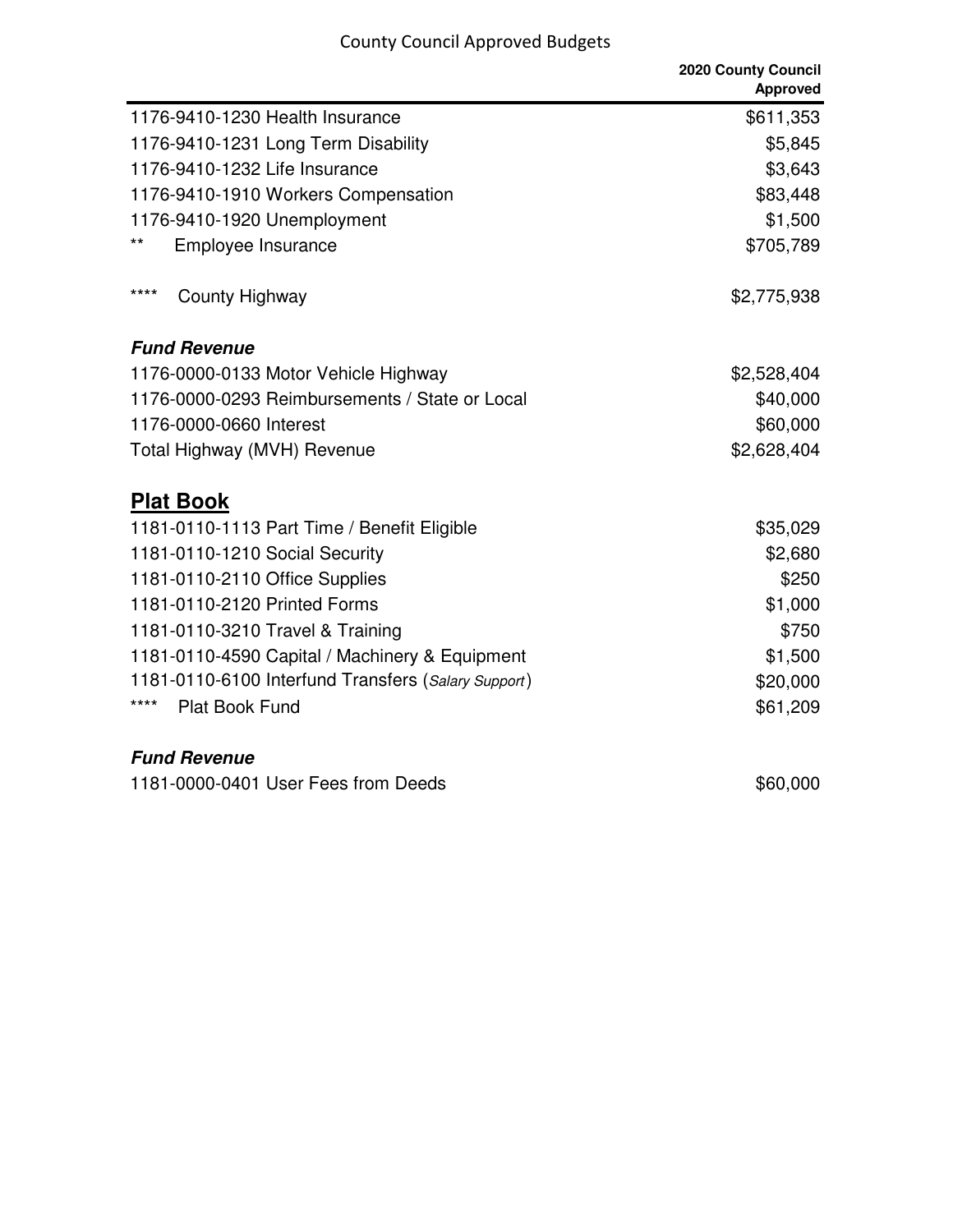| | 2020 County Council Approved |
|---|---|
| 1176-9410-1230 Health Insurance | $611,353 |
| 1176-9410-1231 Long Term Disability | $5,845 |
| 1176-9410-1232 Life Insurance | $3,643 |
| 1176-9410-1910 Workers Compensation | $83,448 |
| 1176-9410-1920 Unemployment | $1,500 |
| ** Employee Insurance | $705,789 |
| **** County Highway | $2,775,938 |

***Fund Revenue***

| | |
|---|---|
| 1176-0000-0133 Motor Vehicle Highway | $2,528,404 |
| 1176-0000-0293 Reimbursements / State or Local | $40,000 |
| 1176-0000-0660 Interest | $60,000 |
| Total Highway (MVH) Revenue | $2,628,404 |

## Plat Book

| | |
|---|---|
| 1181-0110-1113 Part Time / Benefit Eligible | $35,029 |
| 1181-0110-1210 Social Security | $2,680 |
| 1181-0110-2110 Office Supplies | $250 |
| 1181-0110-2120 Printed Forms | $1,000 |
| 1181-0110-3210 Travel & Training | $750 |
| 1181-0110-4590 Capital / Machinery & Equipment | $1,500 |
| 1181-0110-6100 Interfund Transfers (*Salary Support*) | $20,000 |
| **** Plat Book Fund | $61,209 |

***Fund Revenue***

| | |
|---|---|
| 1181-0000-0401 User Fees from Deeds | $60,000 |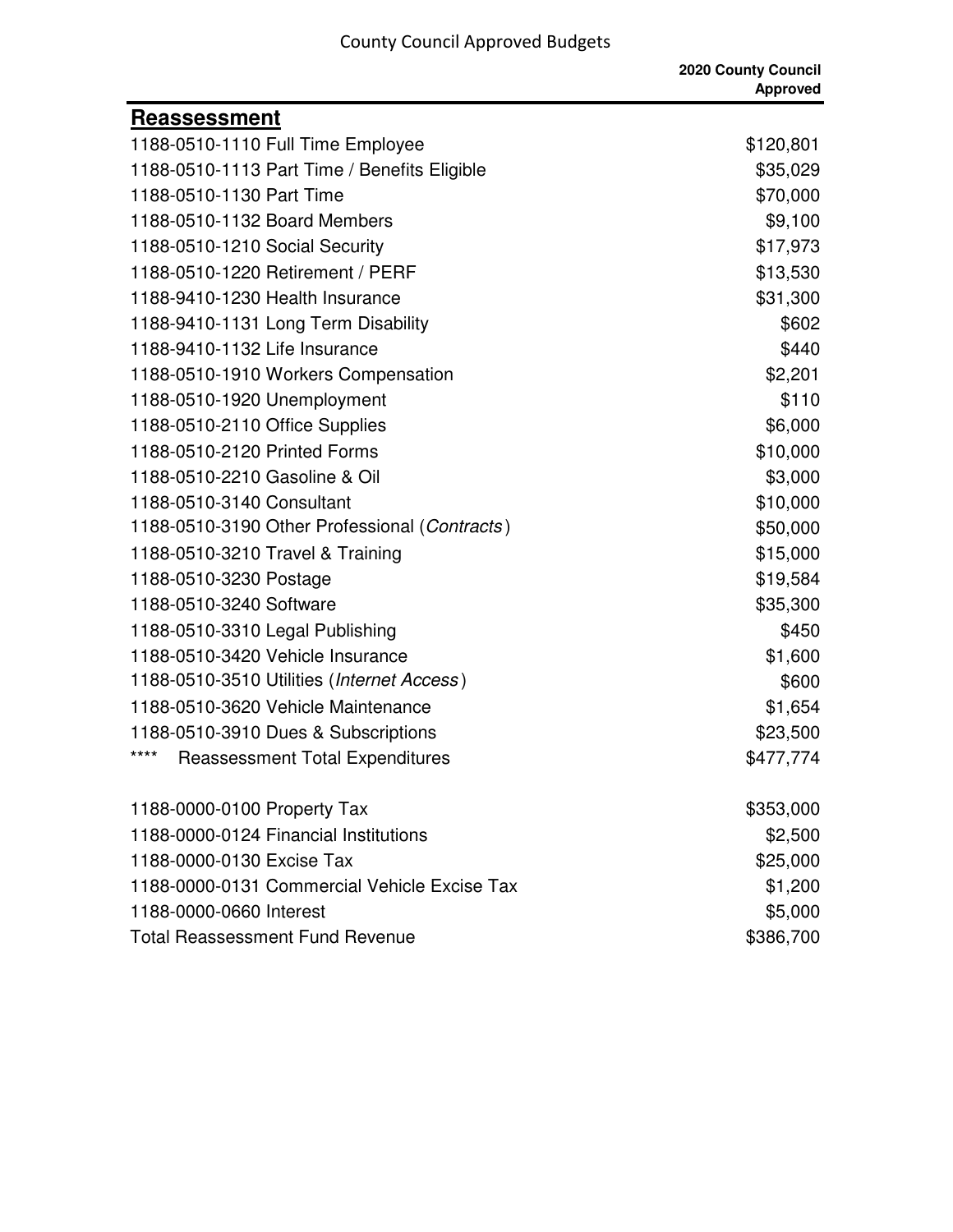| Reassessment | 2020 County Council Approved |
|---|---|
| 1188-0510-1110 Full Time Employee | $120,801 |
| 1188-0510-1113 Part Time / Benefits Eligible | $35,029 |
| 1188-0510-1130 Part Time | $70,000 |
| 1188-0510-1132 Board Members | $9,100 |
| 1188-0510-1210 Social Security | $17,973 |
| 1188-0510-1220 Retirement / PERF | $13,530 |
| 1188-9410-1230 Health Insurance | $31,300 |
| 1188-9410-1131 Long Term Disability | $602 |
| 1188-9410-1132 Life Insurance | $440 |
| 1188-0510-1910 Workers Compensation | $2,201 |
| 1188-0510-1920 Unemployment | $110 |
| 1188-0510-2110 Office Supplies | $6,000 |
| 1188-0510-2120 Printed Forms | $10,000 |
| 1188-0510-2210 Gasoline & Oil | $3,000 |
| 1188-0510-3140 Consultant | $10,000 |
| 1188-0510-3190 Other Professional (*Contracts*) | $50,000 |
| 1188-0510-3210 Travel & Training | $15,000 |
| 1188-0510-3230 Postage | $19,584 |
| 1188-0510-3240 Software | $35,300 |
| 1188-0510-3310 Legal Publishing | $450 |
| 1188-0510-3420 Vehicle Insurance | $1,600 |
| 1188-0510-3510 Utilities (*Internet Access*) | $600 |
| 1188-0510-3620 Vehicle Maintenance | $1,654 |
| 1188-0510-3910 Dues & Subscriptions | $23,500 |
| **** Reassessment Total Expenditures | $477,774 |
| | |
| 1188-0000-0100 Property Tax | $353,000 |
| 1188-0000-0124 Financial Institutions | $2,500 |
| 1188-0000-0130 Excise Tax | $25,000 |
| 1188-0000-0131 Commercial Vehicle Excise Tax | $1,200 |
| 1188-0000-0660 Interest | $5,000 |
| Total Reassessment Fund Revenue | $386,700 |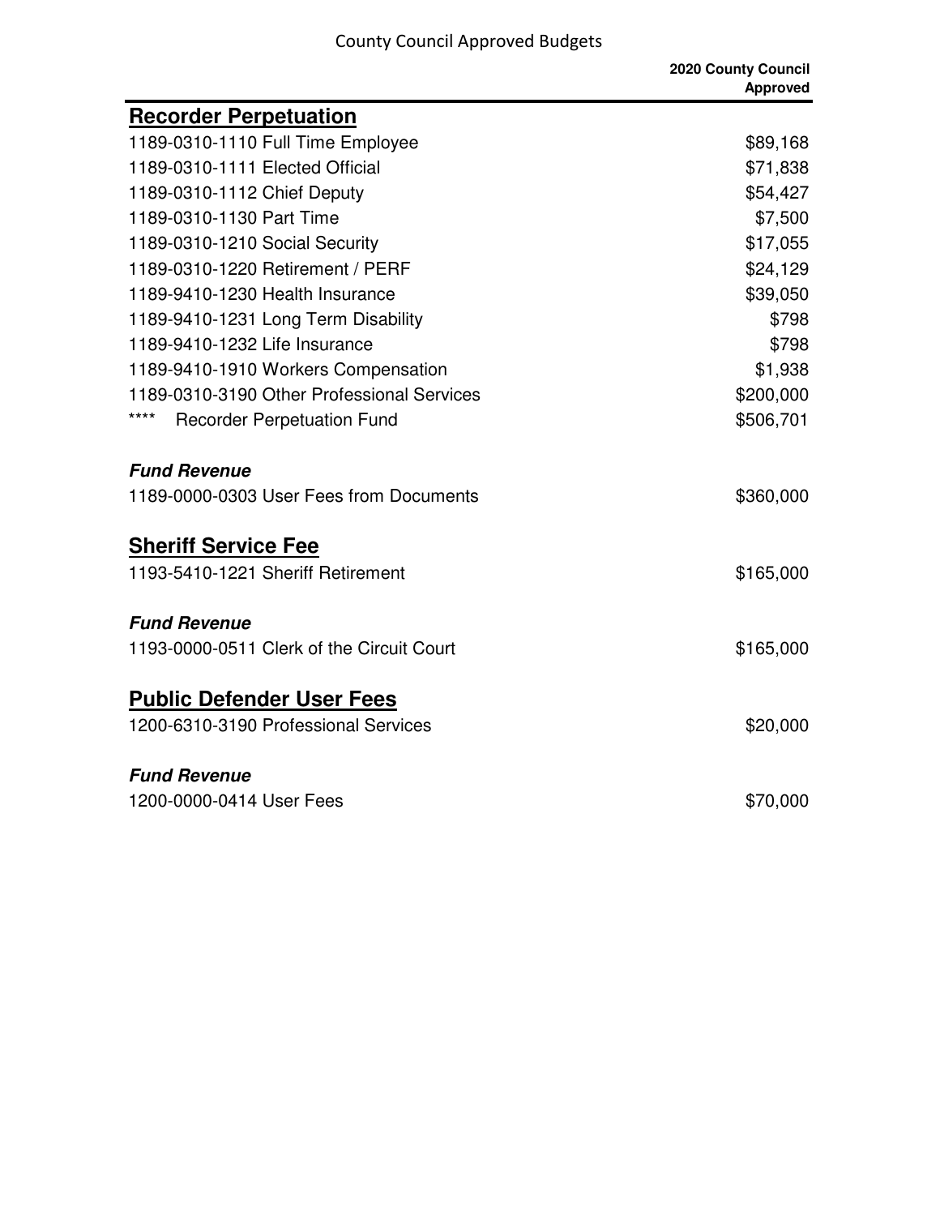| | 2020 County Council Approved |
|---|---|
| **Recorder Perpetuation** | |
| 1189-0310-1110 Full Time Employee | $89,168 |
| 1189-0310-1111 Elected Official | $71,838 |
| 1189-0310-1112 Chief Deputy | $54,427 |
| 1189-0310-1130 Part Time | $7,500 |
| 1189-0310-1210 Social Security | $17,055 |
| 1189-0310-1220 Retirement / PERF | $24,129 |
| 1189-9410-1230 Health Insurance | $39,050 |
| 1189-9410-1231 Long Term Disability | $798 |
| 1189-9410-1232 Life Insurance | $798 |
| 1189-9410-1910 Workers Compensation | $1,938 |
| 1189-0310-3190 Other Professional Services | $200,000 |
| **** Recorder Perpetuation Fund | $506,701 |
| ***Fund Revenue*** | |
| 1189-0000-0303 User Fees from Documents | $360,000 |
| **Sheriff Service Fee** | |
| 1193-5410-1221 Sheriff Retirement | $165,000 |
| ***Fund Revenue*** | |
| 1193-0000-0511 Clerk of the Circuit Court | $165,000 |
| **Public Defender User Fees** | |
| 1200-6310-3190 Professional Services | $20,000 |
| ***Fund Revenue*** | |
| 1200-0000-0414 User Fees | $70,000 |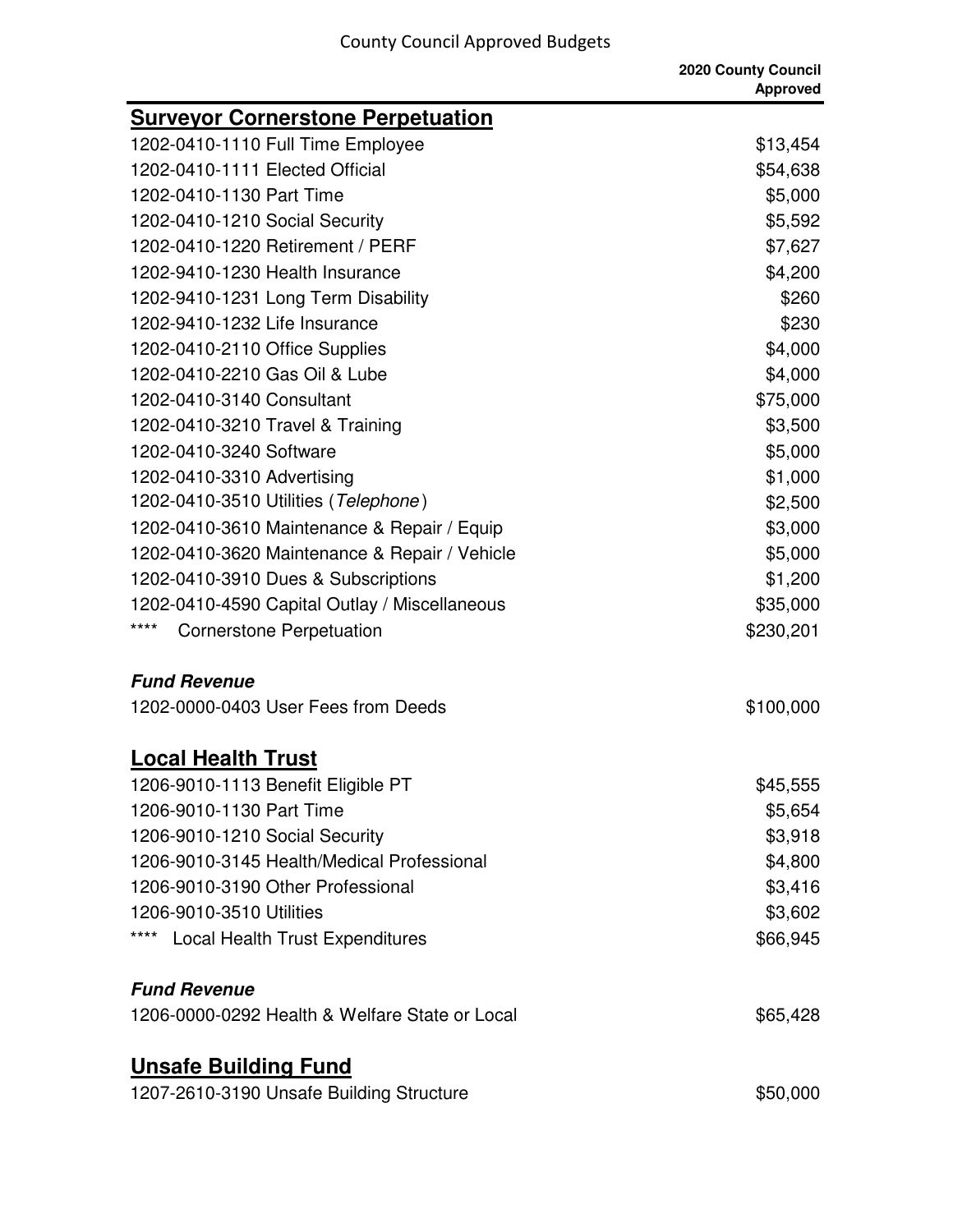| | 2020 County Council Approved |
|---|---|
| **Surveyor Cornerstone Perpetuation** | |
| 1202-0410-1110 Full Time Employee | $13,454 |
| 1202-0410-1111 Elected Official | $54,638 |
| 1202-0410-1130 Part Time | $5,000 |
| 1202-0410-1210 Social Security | $5,592 |
| 1202-0410-1220 Retirement / PERF | $7,627 |
| 1202-9410-1230 Health Insurance | $4,200 |
| 1202-9410-1231 Long Term Disability | $260 |
| 1202-9410-1232 Life Insurance | $230 |
| 1202-0410-2110 Office Supplies | $4,000 |
| 1202-0410-2210 Gas Oil & Lube | $4,000 |
| 1202-0410-3140 Consultant | $75,000 |
| 1202-0410-3210 Travel & Training | $3,500 |
| 1202-0410-3240 Software | $5,000 |
| 1202-0410-3310 Advertising | $1,000 |
| 1202-0410-3510 Utilities (*Telephone*) | $2,500 |
| 1202-0410-3610 Maintenance & Repair / Equip | $3,000 |
| 1202-0410-3620 Maintenance & Repair / Vehicle | $5,000 |
| 1202-0410-3910 Dues & Subscriptions | $1,200 |
| 1202-0410-4590 Capital Outlay / Miscellaneous | $35,000 |
| **** Cornerstone Perpetuation | $230,201 |
| ***Fund Revenue*** | |
| 1202-0000-0403 User Fees from Deeds | $100,000 |
| **Local Health Trust** | |
| 1206-9010-1113 Benefit Eligible PT | $45,555 |
| 1206-9010-1130 Part Time | $5,654 |
| 1206-9010-1210 Social Security | $3,918 |
| 1206-9010-3145 Health/Medical Professional | $4,800 |
| 1206-9010-3190 Other Professional | $3,416 |
| 1206-9010-3510 Utilities | $3,602 |
| **** Local Health Trust Expenditures | $66,945 |
| ***Fund Revenue*** | |
| 1206-0000-0292 Health & Welfare State or Local | $65,428 |
| **Unsafe Building Fund** | |
| 1207-2610-3190 Unsafe Building Structure | $50,000 |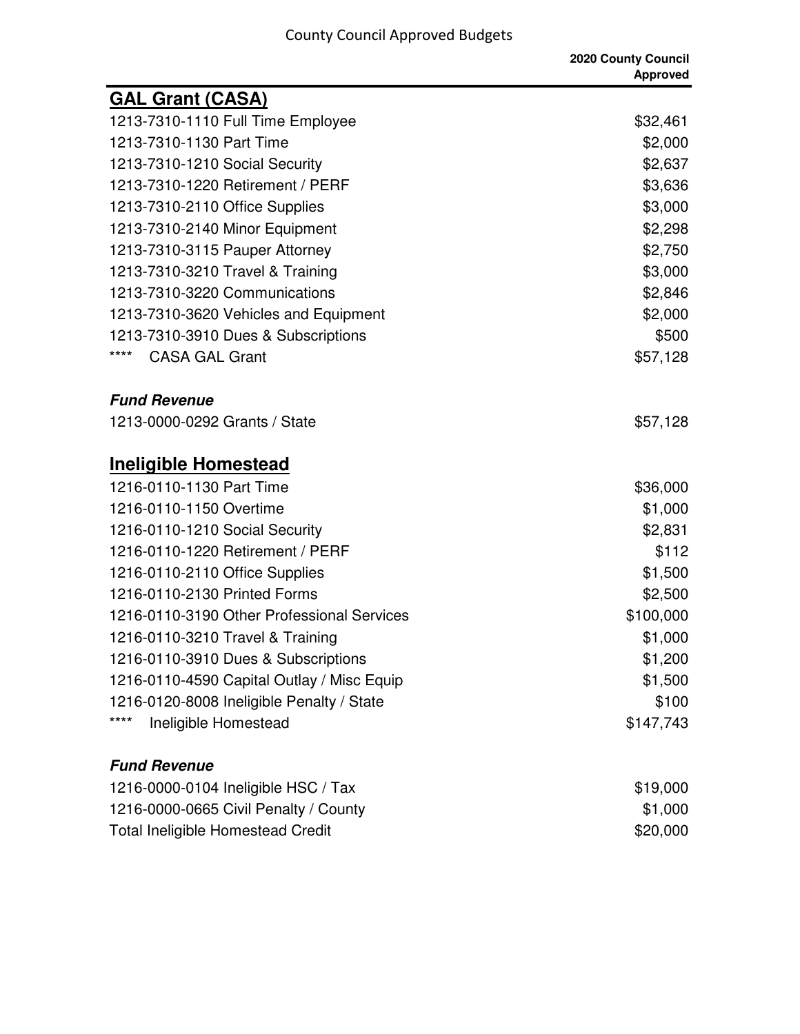| | 2020 County Council Approved |
|---|---|
| **GAL Grant (CASA)** | |
| 1213-7310-1110 Full Time Employee | $32,461 |
| 1213-7310-1130 Part Time | $2,000 |
| 1213-7310-1210 Social Security | $2,637 |
| 1213-7310-1220 Retirement / PERF | $3,636 |
| 1213-7310-2110 Office Supplies | $3,000 |
| 1213-7310-2140 Minor Equipment | $2,298 |
| 1213-7310-3115 Pauper Attorney | $2,750 |
| 1213-7310-3210 Travel & Training | $3,000 |
| 1213-7310-3220 Communications | $2,846 |
| 1213-7310-3620 Vehicles and Equipment | $2,000 |
| 1213-7310-3910 Dues & Subscriptions | $500 |
| **** CASA GAL Grant | $57,128 |
| ***Fund Revenue*** | |
| 1213-0000-0292 Grants / State | $57,128 |
| **Ineligible Homestead** | |
| 1216-0110-1130 Part Time | $36,000 |
| 1216-0110-1150 Overtime | $1,000 |
| 1216-0110-1210 Social Security | $2,831 |
| 1216-0110-1220 Retirement / PERF | $112 |
| 1216-0110-2110 Office Supplies | $1,500 |
| 1216-0110-2130 Printed Forms | $2,500 |
| 1216-0110-3190 Other Professional Services | $100,000 |
| 1216-0110-3210 Travel & Training | $1,000 |
| 1216-0110-3910 Dues & Subscriptions | $1,200 |
| 1216-0110-4590 Capital Outlay / Misc Equip | $1,500 |
| 1216-0120-8008 Ineligible Penalty / State | $100 |
| **** Ineligible Homestead | $147,743 |
| ***Fund Revenue*** | |
| 1216-0000-0104 Ineligible HSC / Tax | $19,000 |
| 1216-0000-0665 Civil Penalty / County | $1,000 |
| Total Ineligible Homestead Credit | $20,000 |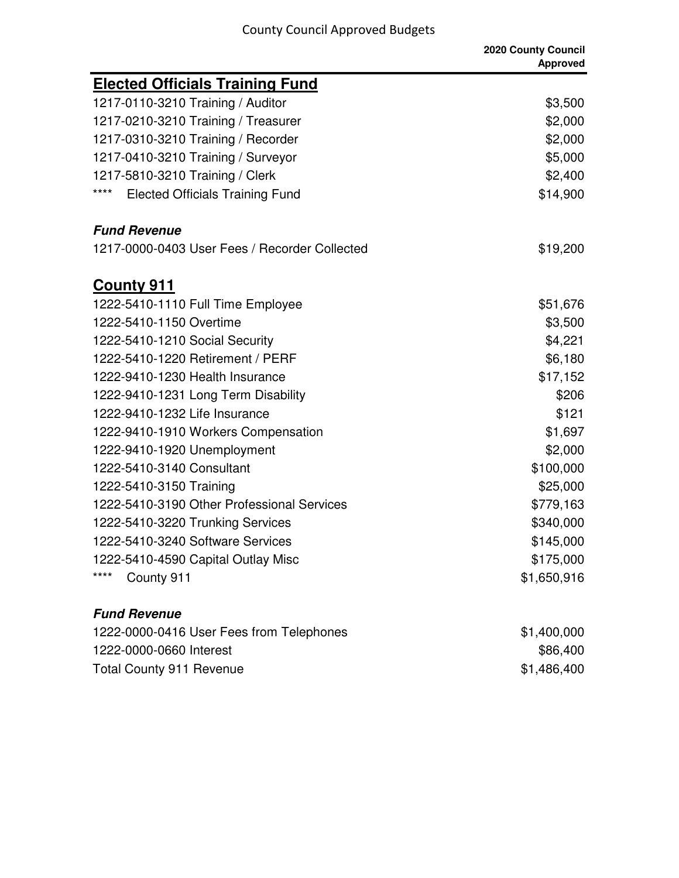| | 2020 County Council Approved |
|---|---|
| **Elected Officials Training Fund** | |
| 1217-0110-3210 Training / Auditor | $3,500 |
| 1217-0210-3210 Training / Treasurer | $2,000 |
| 1217-0310-3210 Training / Recorder | $2,000 |
| 1217-0410-3210 Training / Surveyor | $5,000 |
| 1217-5810-3210 Training / Clerk | $2,400 |
| **** Elected Officials Training Fund | $14,900 |
| | |
| ***Fund Revenue*** | |
| 1217-0000-0403 User Fees / Recorder Collected | $19,200 |
| | |
| **County 911** | |
| 1222-5410-1110 Full Time Employee | $51,676 |
| 1222-5410-1150 Overtime | $3,500 |
| 1222-5410-1210 Social Security | $4,221 |
| 1222-5410-1220 Retirement / PERF | $6,180 |
| 1222-9410-1230 Health Insurance | $17,152 |
| 1222-9410-1231 Long Term Disability | $206 |
| 1222-9410-1232 Life Insurance | $121 |
| 1222-9410-1910 Workers Compensation | $1,697 |
| 1222-9410-1920 Unemployment | $2,000 |
| 1222-5410-3140 Consultant | $100,000 |
| 1222-5410-3150 Training | $25,000 |
| 1222-5410-3190 Other Professional Services | $779,163 |
| 1222-5410-3220 Trunking Services | $340,000 |
| 1222-5410-3240 Software Services | $145,000 |
| 1222-5410-4590 Capital Outlay Misc | $175,000 |
| **** County 911 | $1,650,916 |
| | |
| ***Fund Revenue*** | |
| 1222-0000-0416 User Fees from Telephones | $1,400,000 |
| 1222-0000-0660 Interest | $86,400 |
| Total County 911 Revenue | $1,486,400 |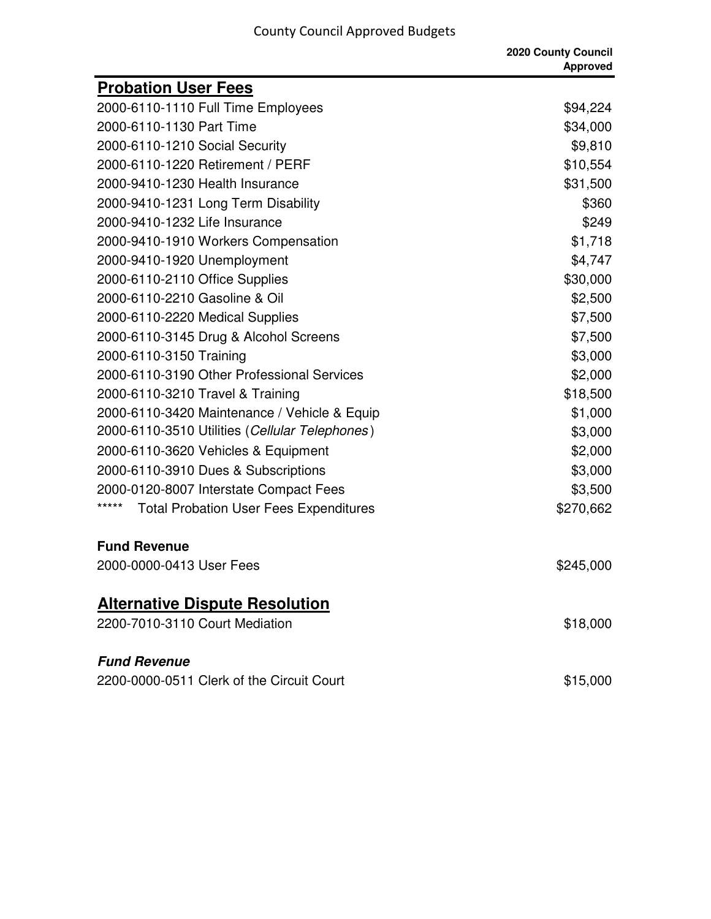| | 2020 County Council Approved |
|---|---|
| **Probation User Fees** | |
| 2000-6110-1110 Full Time Employees | $94,224 |
| 2000-6110-1130 Part Time | $34,000 |
| 2000-6110-1210 Social Security | $9,810 |
| 2000-6110-1220 Retirement / PERF | $10,554 |
| 2000-9410-1230 Health Insurance | $31,500 |
| 2000-9410-1231 Long Term Disability | $360 |
| 2000-9410-1232 Life Insurance | $249 |
| 2000-9410-1910 Workers Compensation | $1,718 |
| 2000-9410-1920 Unemployment | $4,747 |
| 2000-6110-2110 Office Supplies | $30,000 |
| 2000-6110-2210 Gasoline & Oil | $2,500 |
| 2000-6110-2220 Medical Supplies | $7,500 |
| 2000-6110-3145 Drug & Alcohol Screens | $7,500 |
| 2000-6110-3150 Training | $3,000 |
| 2000-6110-3190 Other Professional Services | $2,000 |
| 2000-6110-3210 Travel & Training | $18,500 |
| 2000-6110-3420 Maintenance / Vehicle & Equip | $1,000 |
| 2000-6110-3510 Utilities (*Cellular Telephones*) | $3,000 |
| 2000-6110-3620 Vehicles & Equipment | $2,000 |
| 2000-6110-3910 Dues & Subscriptions | $3,000 |
| 2000-0120-8007 Interstate Compact Fees | $3,500 |
| ***** Total Probation User Fees Expenditures | $270,662 |
| **Fund Revenue** | |
| 2000-0000-0413 User Fees | $245,000 |
| **Alternative Dispute Resolution** | |
| 2200-7010-3110 Court Mediation | $18,000 |
| ***Fund Revenue*** | |
| 2200-0000-0511 Clerk of the Circuit Court | $15,000 |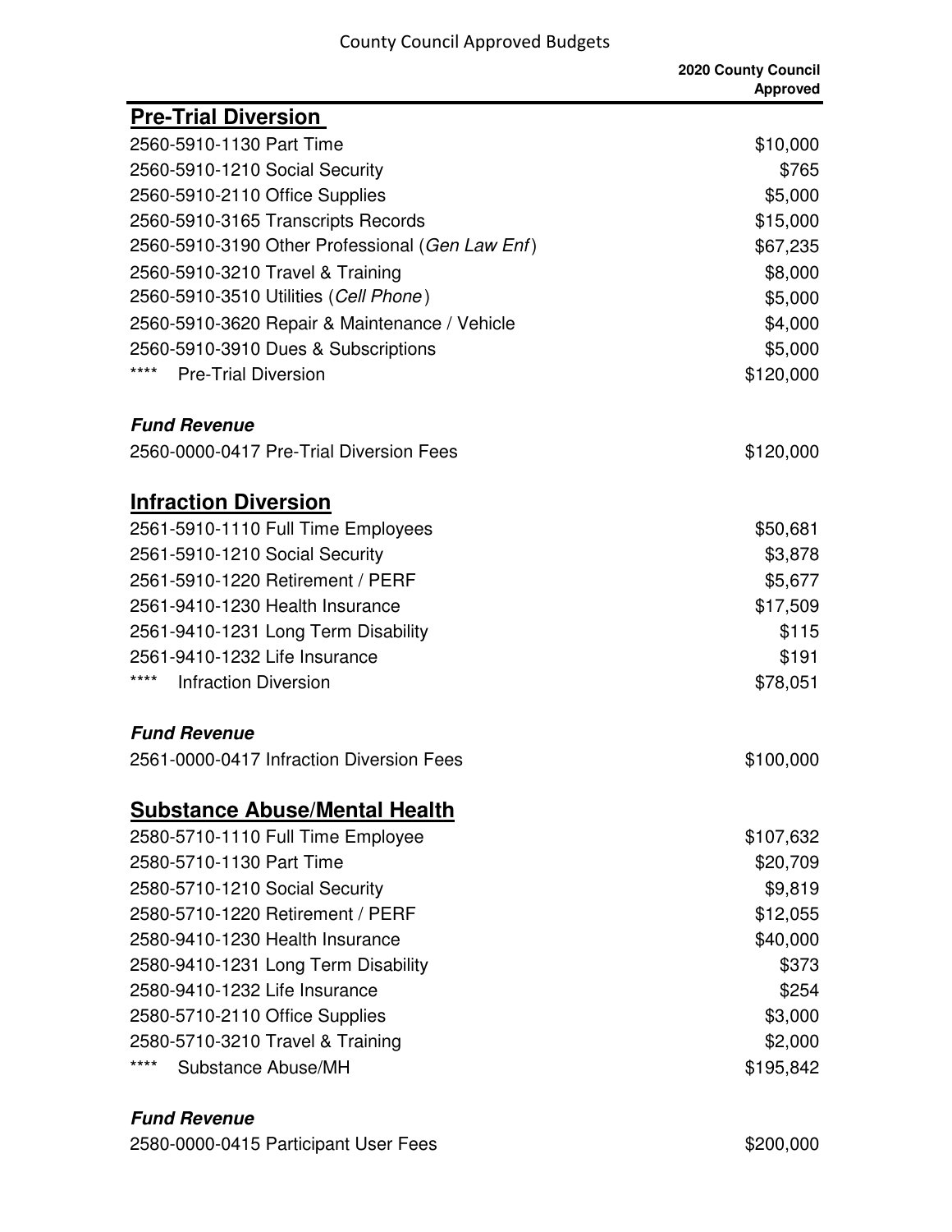| | 2020 County Council Approved |
|---|---|
| **Pre-Trial Diversion** | |
| 2560-5910-1130 Part Time | $10,000 |
| 2560-5910-1210 Social Security | $765 |
| 2560-5910-2110 Office Supplies | $5,000 |
| 2560-5910-3165 Transcripts Records | $15,000 |
| 2560-5910-3190 Other Professional (*Gen Law Enf*) | $67,235 |
| 2560-5910-3210 Travel & Training | $8,000 |
| 2560-5910-3510 Utilities (*Cell Phone*) | $5,000 |
| 2560-5910-3620 Repair & Maintenance / Vehicle | $4,000 |
| 2560-5910-3910 Dues & Subscriptions | $5,000 |
| **** Pre-Trial Diversion | $120,000 |
| ***Fund Revenue*** | |
| 2560-0000-0417 Pre-Trial Diversion Fees | $120,000 |
| **Infraction Diversion** | |
| 2561-5910-1110 Full Time Employees | $50,681 |
| 2561-5910-1210 Social Security | $3,878 |
| 2561-5910-1220 Retirement / PERF | $5,677 |
| 2561-9410-1230 Health Insurance | $17,509 |
| 2561-9410-1231 Long Term Disability | $115 |
| 2561-9410-1232 Life Insurance | $191 |
| **** Infraction Diversion | $78,051 |
| ***Fund Revenue*** | |
| 2561-0000-0417 Infraction Diversion Fees | $100,000 |
| **Substance Abuse/Mental Health** | |
| 2580-5710-1110 Full Time Employee | $107,632 |
| 2580-5710-1130 Part Time | $20,709 |
| 2580-5710-1210 Social Security | $9,819 |
| 2580-5710-1220 Retirement / PERF | $12,055 |
| 2580-9410-1230 Health Insurance | $40,000 |
| 2580-9410-1231 Long Term Disability | $373 |
| 2580-9410-1232 Life Insurance | $254 |
| 2580-5710-2110 Office Supplies | $3,000 |
| 2580-5710-3210 Travel & Training | $2,000 |
| **** Substance Abuse/MH | $195,842 |
| ***Fund Revenue*** | |
| 2580-0000-0415 Participant User Fees | $200,000 |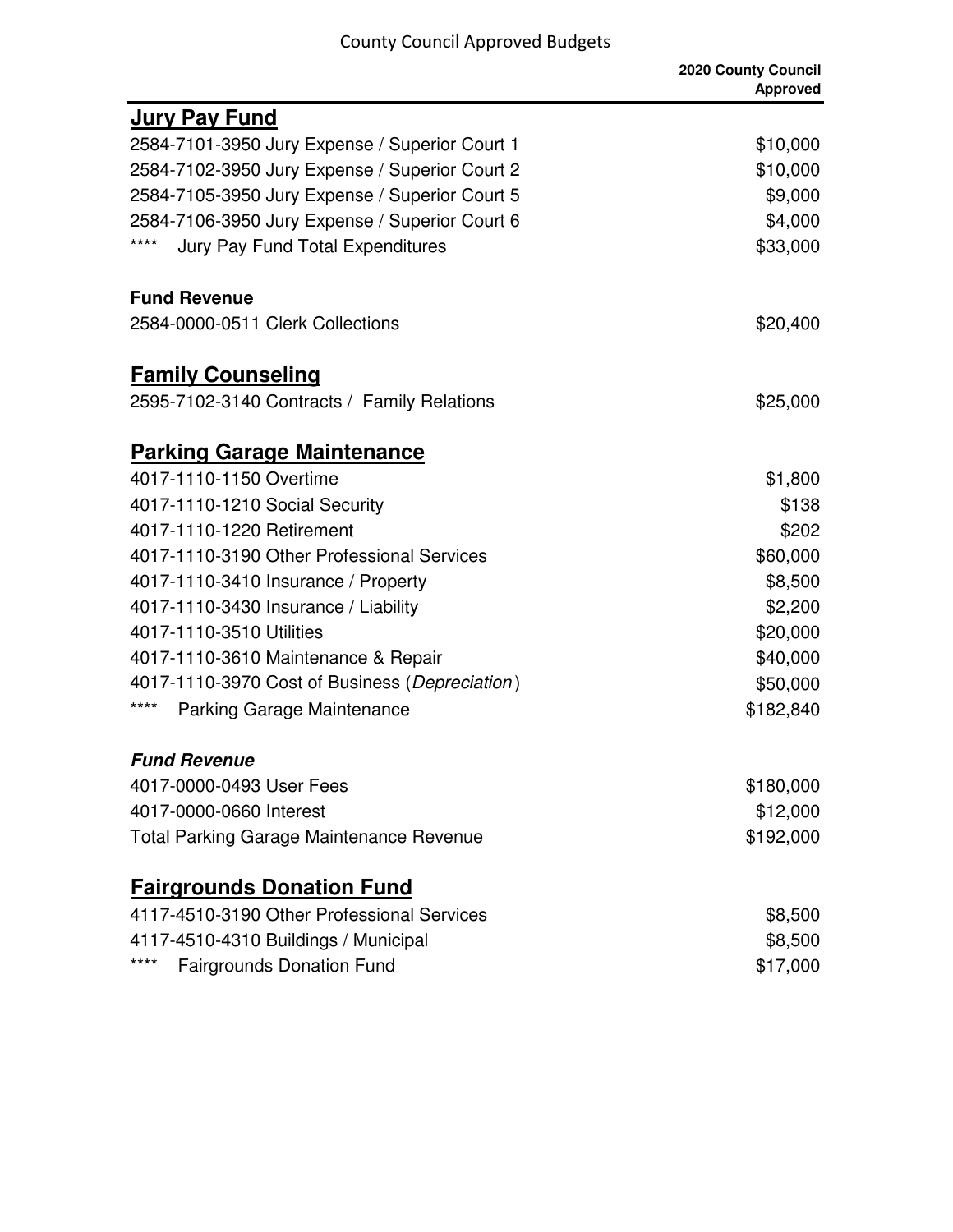| | 2020 County Council Approved |
|---|---|
| **Jury Pay Fund** | |
| 2584-7101-3950 Jury Expense / Superior Court 1 | $10,000 |
| 2584-7102-3950 Jury Expense / Superior Court 2 | $10,000 |
| 2584-7105-3950 Jury Expense / Superior Court 5 | $9,000 |
| 2584-7106-3950 Jury Expense / Superior Court 6 | $4,000 |
| **** Jury Pay Fund Total Expenditures | $33,000 |
| | |
| **Fund Revenue** | |
| 2584-0000-0511 Clerk Collections | $20,400 |
| | |
| **Family Counseling** | |
| 2595-7102-3140 Contracts / Family Relations | $25,000 |
| | |
| **Parking Garage Maintenance** | |
| 4017-1110-1150 Overtime | $1,800 |
| 4017-1110-1210 Social Security | $138 |
| 4017-1110-1220 Retirement | $202 |
| 4017-1110-3190 Other Professional Services | $60,000 |
| 4017-1110-3410 Insurance / Property | $8,500 |
| 4017-1110-3430 Insurance / Liability | $2,200 |
| 4017-1110-3510 Utilities | $20,000 |
| 4017-1110-3610 Maintenance & Repair | $40,000 |
| 4017-1110-3970 Cost of Business (*Depreciation*) | $50,000 |
| **** Parking Garage Maintenance | $182,840 |
| | |
| ***Fund Revenue*** | |
| 4017-0000-0493 User Fees | $180,000 |
| 4017-0000-0660 Interest | $12,000 |
| Total Parking Garage Maintenance Revenue | $192,000 |
| | |
| **Fairgrounds Donation Fund** | |
| 4117-4510-3190 Other Professional Services | $8,500 |
| 4117-4510-4310 Buildings / Municipal | $8,500 |
| **** Fairgrounds Donation Fund | $17,000 |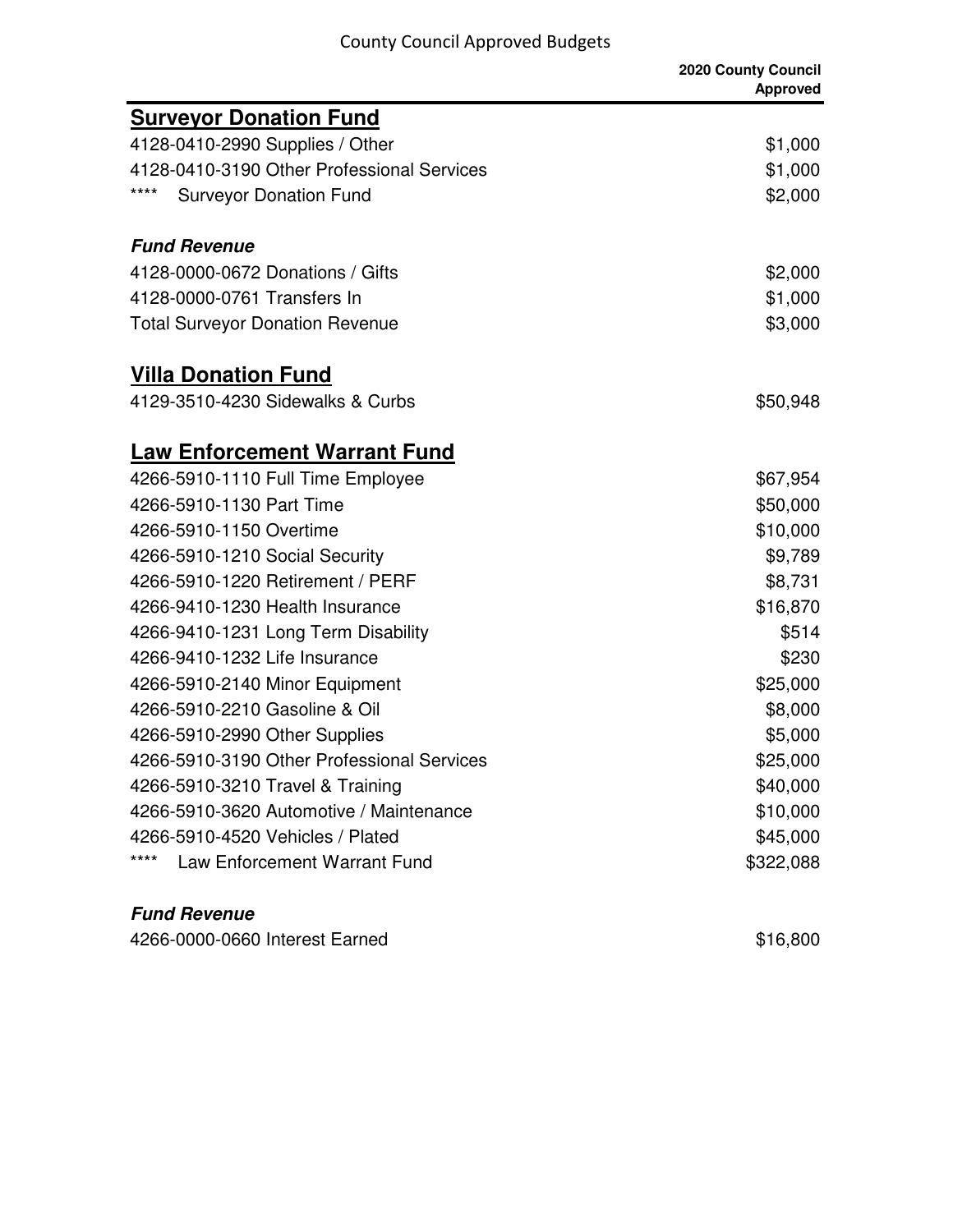| | 2020 County Council Approved |
|---|---|
| **Surveyor Donation Fund** | |
| 4128-0410-2990 Supplies / Other | $1,000 |
| 4128-0410-3190 Other Professional Services | $1,000 |
| **** Surveyor Donation Fund | $2,000 |
| | |
| ***Fund Revenue*** | |
| 4128-0000-0672 Donations / Gifts | $2,000 |
| 4128-0000-0761 Transfers In | $1,000 |
| Total Surveyor Donation Revenue | $3,000 |
| | |
| **Villa Donation Fund** | |
| 4129-3510-4230 Sidewalks & Curbs | $50,948 |
| | |
| **Law Enforcement Warrant Fund** | |
| 4266-5910-1110 Full Time Employee | $67,954 |
| 4266-5910-1130 Part Time | $50,000 |
| 4266-5910-1150 Overtime | $10,000 |
| 4266-5910-1210 Social Security | $9,789 |
| 4266-5910-1220 Retirement / PERF | $8,731 |
| 4266-9410-1230 Health Insurance | $16,870 |
| 4266-9410-1231 Long Term Disability | $514 |
| 4266-9410-1232 Life Insurance | $230 |
| 4266-5910-2140 Minor Equipment | $25,000 |
| 4266-5910-2210 Gasoline & Oil | $8,000 |
| 4266-5910-2990 Other Supplies | $5,000 |
| 4266-5910-3190 Other Professional Services | $25,000 |
| 4266-5910-3210 Travel & Training | $40,000 |
| 4266-5910-3620 Automotive / Maintenance | $10,000 |
| 4266-5910-4520 Vehicles / Plated | $45,000 |
| **** Law Enforcement Warrant Fund | $322,088 |
| | |
| ***Fund Revenue*** | |
| 4266-0000-0660 Interest Earned | $16,800 |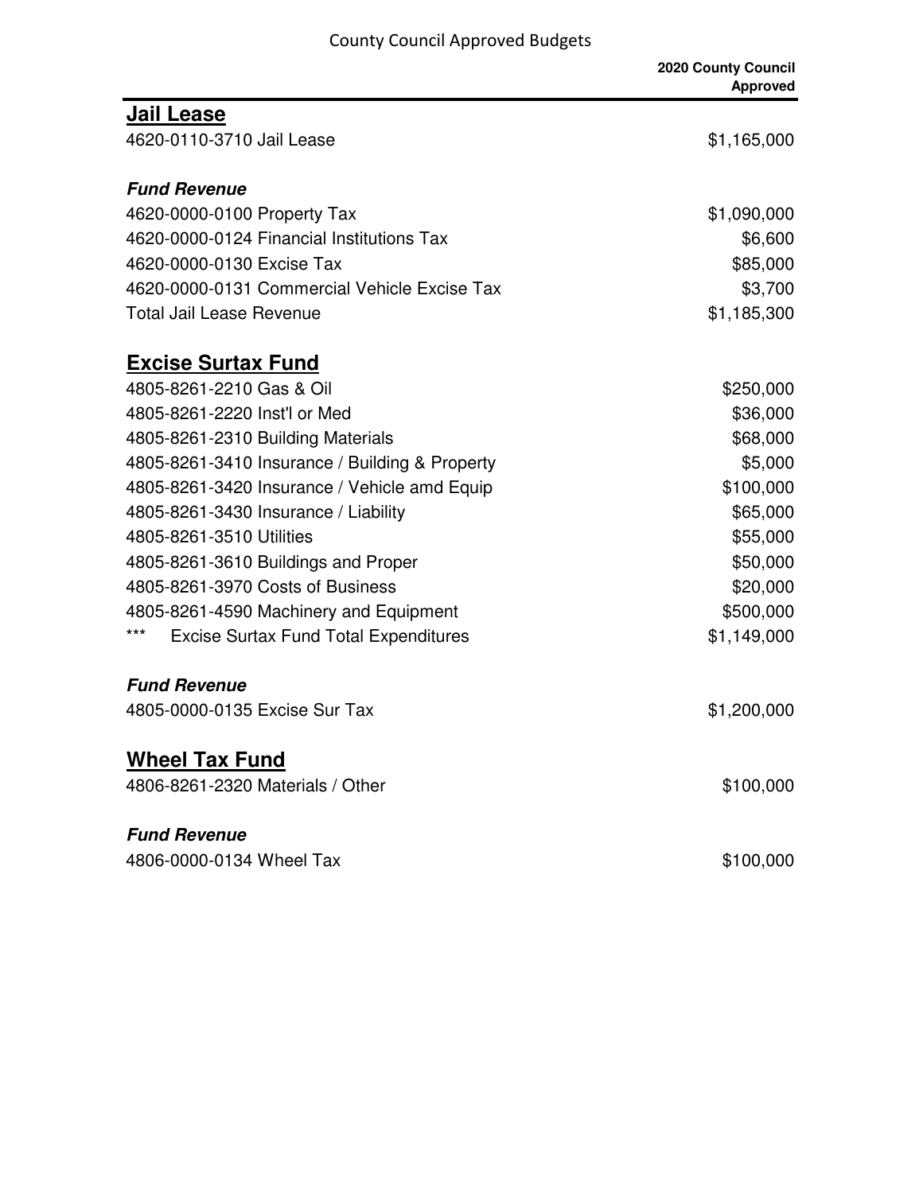| | 2020 County Council Approved |
|---|---|
| **Jail Lease** | |
| 4620-0110-3710 Jail Lease | $1,165,000 |
| | |
| ***Fund Revenue*** | |
| 4620-0000-0100 Property Tax | $1,090,000 |
| 4620-0000-0124 Financial Institutions Tax | $6,600 |
| 4620-0000-0130 Excise Tax | $85,000 |
| 4620-0000-0131 Commercial Vehicle Excise Tax | $3,700 |
| Total Jail Lease Revenue | $1,185,300 |
| | |
| **Excise Surtax Fund** | |
| 4805-8261-2210 Gas & Oil | $250,000 |
| 4805-8261-2220 Inst'l or Med | $36,000 |
| 4805-8261-2310 Building Materials | $68,000 |
| 4805-8261-3410 Insurance / Building & Property | $5,000 |
| 4805-8261-3420 Insurance / Vehicle amd Equip | $100,000 |
| 4805-8261-3430 Insurance / Liability | $65,000 |
| 4805-8261-3510 Utilities | $55,000 |
| 4805-8261-3610 Buildings and Proper | $50,000 |
| 4805-8261-3970 Costs of Business | $20,000 |
| 4805-8261-4590 Machinery and Equipment | $500,000 |
| *** Excise Surtax Fund Total Expenditures | $1,149,000 |
| | |
| ***Fund Revenue*** | |
| 4805-0000-0135 Excise Sur Tax | $1,200,000 |
| | |
| **Wheel Tax Fund** | |
| 4806-8261-2320 Materials / Other | $100,000 |
| | |
| ***Fund Revenue*** | |
| 4806-0000-0134 Wheel Tax | $100,000 |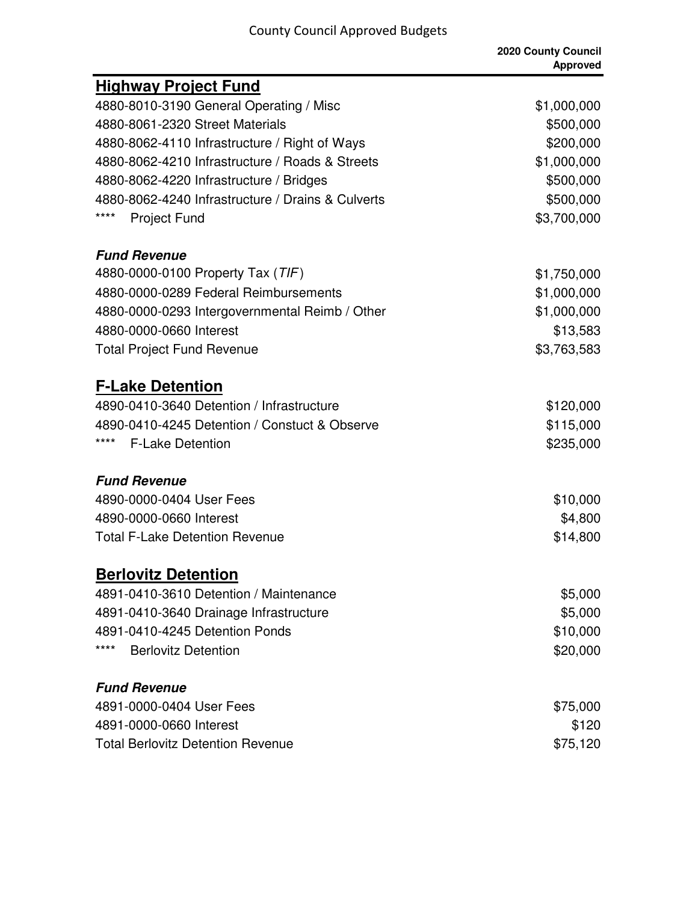| | 2020 County Council Approved |
|---|---|
| **Highway Project Fund** | |
| 4880-8010-3190 General Operating / Misc | $1,000,000 |
| 4880-8061-2320 Street Materials | $500,000 |
| 4880-8062-4110 Infrastructure / Right of Ways | $200,000 |
| 4880-8062-4210 Infrastructure / Roads & Streets | $1,000,000 |
| 4880-8062-4220 Infrastructure / Bridges | $500,000 |
| 4880-8062-4240 Infrastructure / Drains & Culverts | $500,000 |
| **** Project Fund | $3,700,000 |
| ***Fund Revenue*** | |
| 4880-0000-0100 Property Tax (*TIF*) | $1,750,000 |
| 4880-0000-0289 Federal Reimbursements | $1,000,000 |
| 4880-0000-0293 Intergovernmental Reimb / Other | $1,000,000 |
| 4880-0000-0660 Interest | $13,583 |
| Total Project Fund Revenue | $3,763,583 |
| **F-Lake Detention** | |
| 4890-0410-3640 Detention / Infrastructure | $120,000 |
| 4890-0410-4245 Detention / Constuct & Observe | $115,000 |
| **** F-Lake Detention | $235,000 |
| ***Fund Revenue*** | |
| 4890-0000-0404 User Fees | $10,000 |
| 4890-0000-0660 Interest | $4,800 |
| Total F-Lake Detention Revenue | $14,800 |
| **Berlovitz Detention** | |
| 4891-0410-3610 Detention / Maintenance | $5,000 |
| 4891-0410-3640 Drainage Infrastructure | $5,000 |
| 4891-0410-4245 Detention Ponds | $10,000 |
| **** Berlovitz Detention | $20,000 |
| ***Fund Revenue*** | |
| 4891-0000-0404 User Fees | $75,000 |
| 4891-0000-0660 Interest | $120 |
| Total Berlovitz Detention Revenue | $75,120 |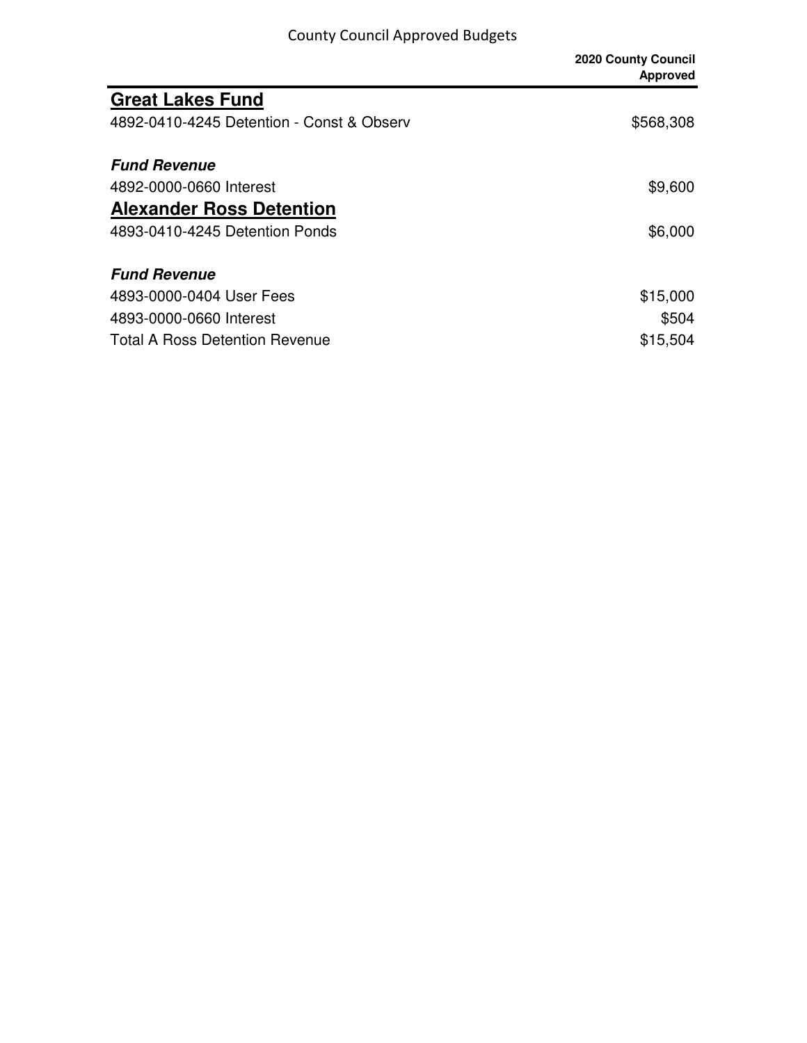| | 2020 County Council Approved |
|---|---|
| **Great Lakes Fund** | |
| 4892-0410-4245 Detention - Const & Observ | $568,308 |
| | |
| ***Fund Revenue*** | |
| 4892-0000-0660 Interest | $9,600 |
| **Alexander Ross Detention** | |
| 4893-0410-4245 Detention Ponds | $6,000 |
| | |
| ***Fund Revenue*** | |
| 4893-0000-0404 User Fees | $15,000 |
| 4893-0000-0660 Interest | $504 |
| Total A Ross Detention Revenue | $15,504 |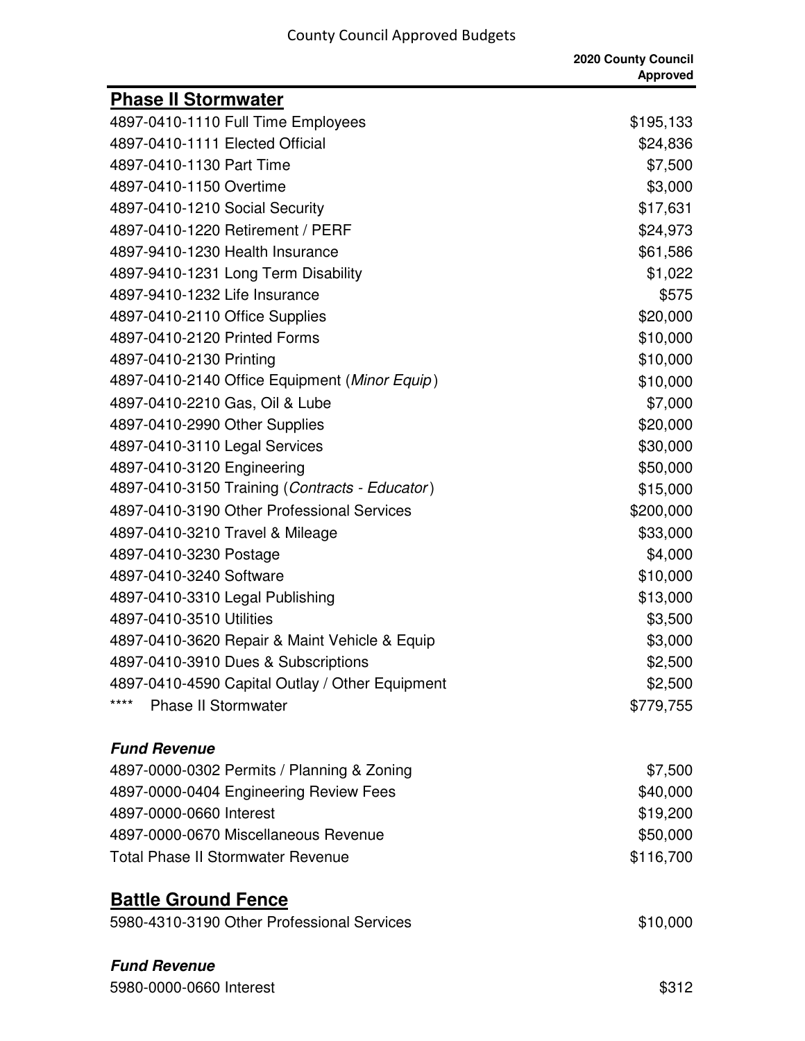| | 2020 County Council Approved |
|---|---|
| **Phase II Stormwater** | |
| 4897-0410-1110 Full Time Employees | $195,133 |
| 4897-0410-1111 Elected Official | $24,836 |
| 4897-0410-1130 Part Time | $7,500 |
| 4897-0410-1150 Overtime | $3,000 |
| 4897-0410-1210 Social Security | $17,631 |
| 4897-0410-1220 Retirement / PERF | $24,973 |
| 4897-9410-1230 Health Insurance | $61,586 |
| 4897-9410-1231 Long Term Disability | $1,022 |
| 4897-9410-1232 Life Insurance | $575 |
| 4897-0410-2110 Office Supplies | $20,000 |
| 4897-0410-2120 Printed Forms | $10,000 |
| 4897-0410-2130 Printing | $10,000 |
| 4897-0410-2140 Office Equipment (*Minor Equip*) | $10,000 |
| 4897-0410-2210 Gas, Oil & Lube | $7,000 |
| 4897-0410-2990 Other Supplies | $20,000 |
| 4897-0410-3110 Legal Services | $30,000 |
| 4897-0410-3120 Engineering | $50,000 |
| 4897-0410-3150 Training (*Contracts - Educator*) | $15,000 |
| 4897-0410-3190 Other Professional Services | $200,000 |
| 4897-0410-3210 Travel & Mileage | $33,000 |
| 4897-0410-3230 Postage | $4,000 |
| 4897-0410-3240 Software | $10,000 |
| 4897-0410-3310 Legal Publishing | $13,000 |
| 4897-0410-3510 Utilities | $3,500 |
| 4897-0410-3620 Repair & Maint Vehicle & Equip | $3,000 |
| 4897-0410-3910 Dues & Subscriptions | $2,500 |
| 4897-0410-4590 Capital Outlay / Other Equipment | $2,500 |
| **** Phase II Stormwater | $779,755 |
| | |
| ***Fund Revenue*** | |
| 4897-0000-0302 Permits / Planning & Zoning | $7,500 |
| 4897-0000-0404 Engineering Review Fees | $40,000 |
| 4897-0000-0660 Interest | $19,200 |
| 4897-0000-0670 Miscellaneous Revenue | $50,000 |
| Total Phase II Stormwater Revenue | $116,700 |
| | |
| **Battle Ground Fence** | |
| 5980-4310-3190 Other Professional Services | $10,000 |
| | |
| ***Fund Revenue*** | |
| 5980-0000-0660 Interest | $312 |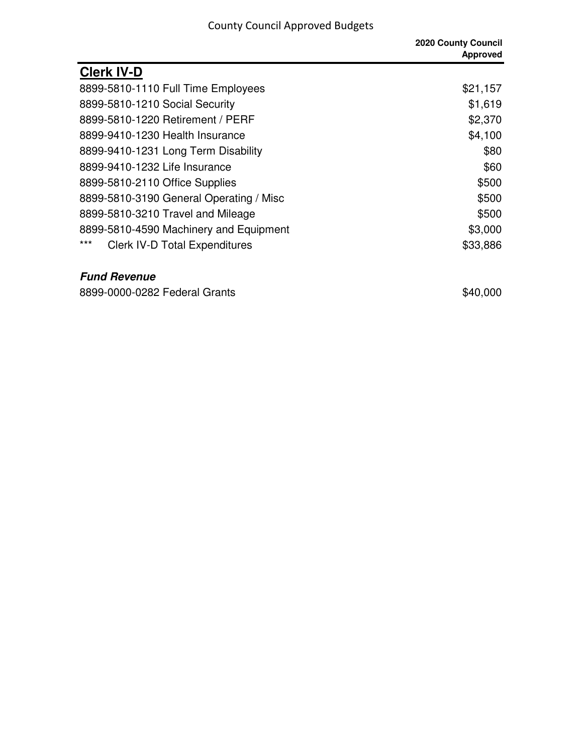| | 2020 County Council Approved |
|---|---|
| **Clerk IV-D** | |
| 8899-5810-1110 Full Time Employees | $21,157 |
| 8899-5810-1210 Social Security | $1,619 |
| 8899-5810-1220 Retirement / PERF | $2,370 |
| 8899-9410-1230 Health Insurance | $4,100 |
| 8899-9410-1231 Long Term Disability | $80 |
| 8899-9410-1232 Life Insurance | $60 |
| 8899-5810-2110 Office Supplies | $500 |
| 8899-5810-3190 General Operating / Misc | $500 |
| 8899-5810-3210 Travel and Mileage | $500 |
| 8899-5810-4590 Machinery and Equipment | $3,000 |
| *** Clerk IV-D Total Expenditures | $33,886 |
| ***Fund Revenue*** | |
| 8899-0000-0282 Federal Grants | $40,000 |